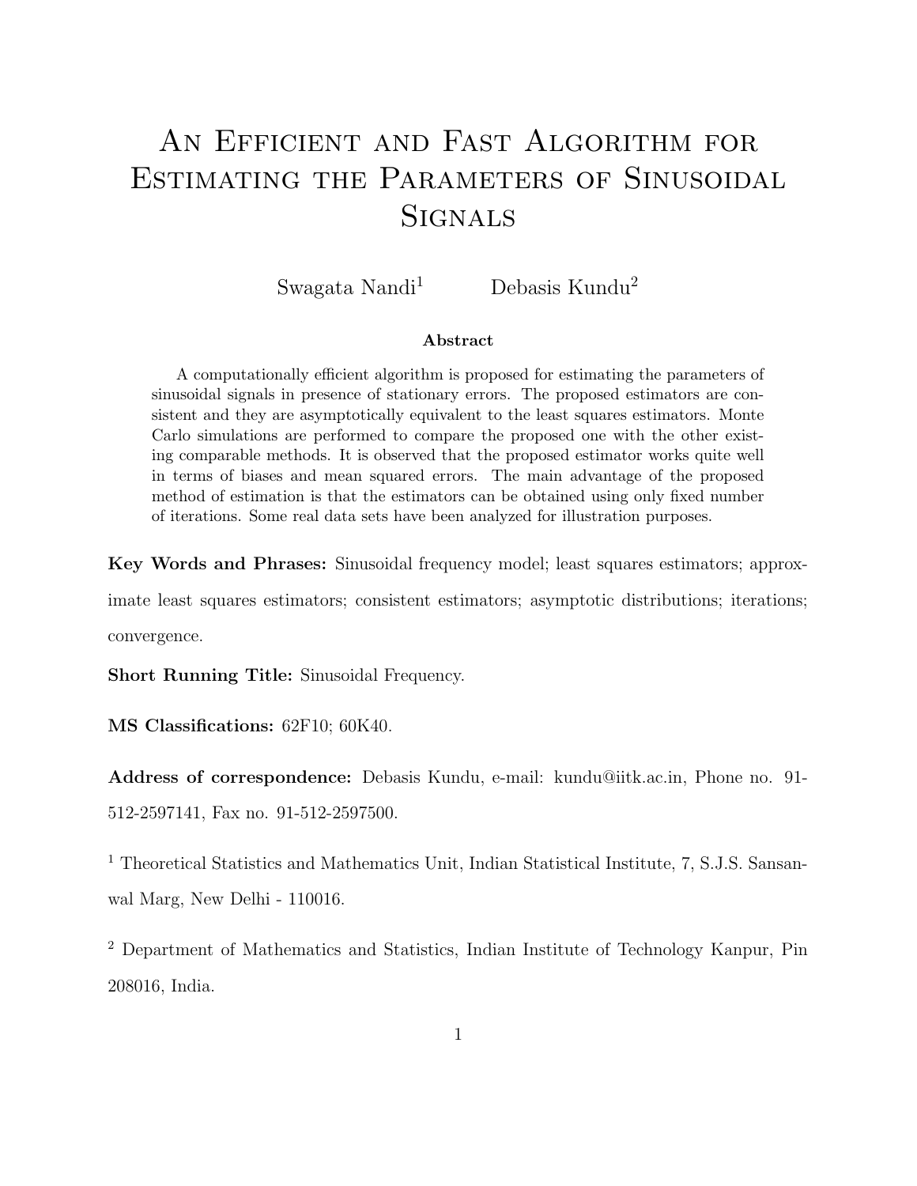# An Efficient and Fast Algorithm for Estimating the Parameters of Sinusoidal Signals

Swagata Nandi[1] Debasis Kundu[2]

**Abstract**

A computationally efficient algorithm is proposed for estimating the parameters of sinusoidal signals in presence of stationary errors. The proposed estimators are consistent and they are asymptotically equivalent to the least squares estimators. Monte Carlo simulations are performed to compare the proposed one with the other existing comparable methods. It is observed that the proposed estimator works quite well in terms of biases and mean squared errors. The main advantage of the proposed method of estimation is that the estimators can be obtained using only fixed number of iterations. Some real data sets have been analyzed for illustration purposes.

**Key Words and Phrases:** Sinusoidal frequency model; least squares estimators; approximate least squares estimators; consistent estimators; asymptotic distributions; iterations; convergence.

**Short Running Title:** Sinusoidal Frequency.

**MS Classifications:** 62F10; 60K40.

**Address of correspondence:** Debasis Kundu, e-mail: kundu@iitk.ac.in, Phone no. 91-512-2597141, Fax no. 91-512-2597500.

[1] Theoretical Statistics and Mathematics Unit, Indian Statistical Institute, 7, S.J.S. Sansanwal Marg, New Delhi - 110016.

[2] Department of Mathematics and Statistics, Indian Institute of Technology Kanpur, Pin 208016, India.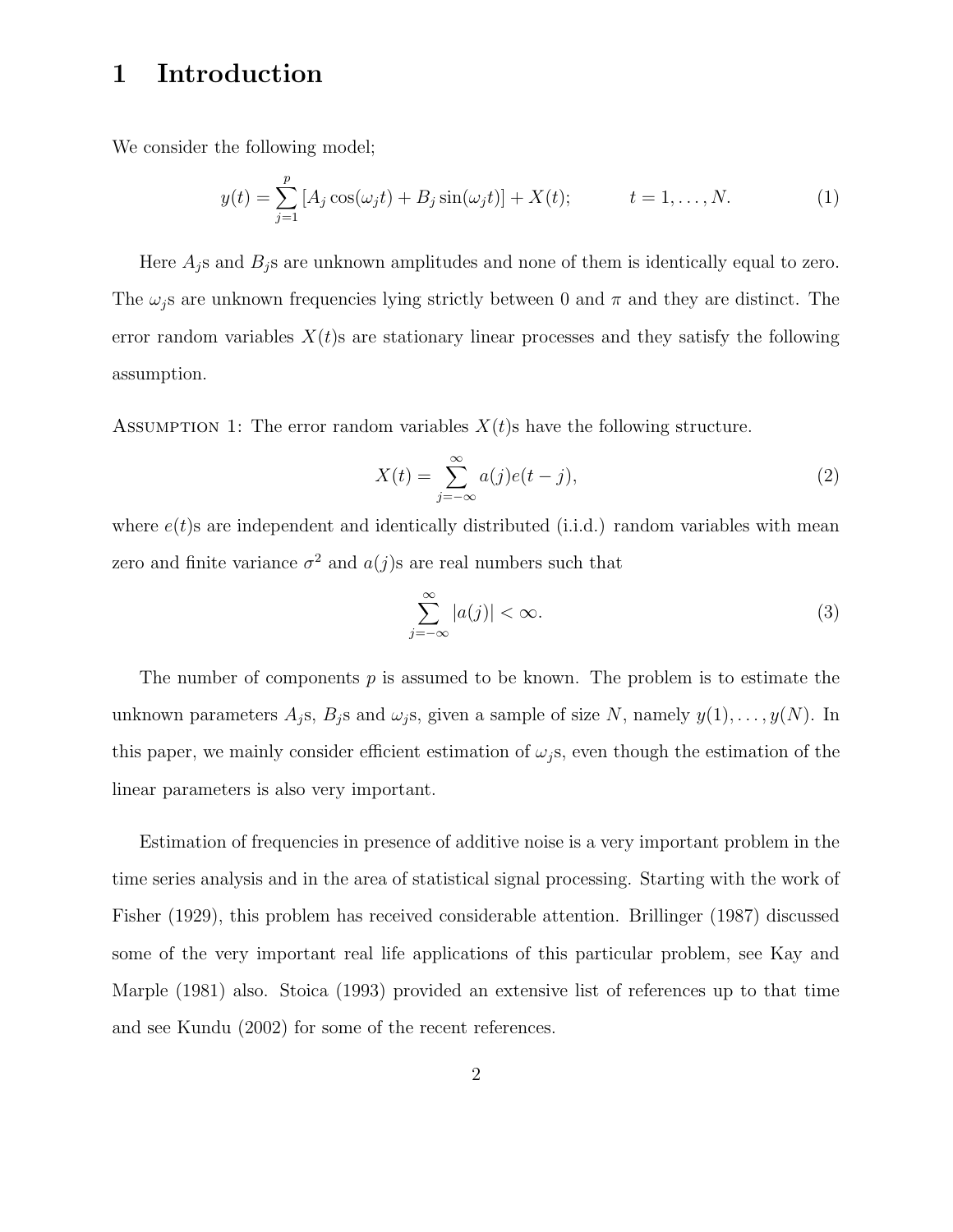# 1 Introduction

We consider the following model;

$$y(t) = \sum_{j=1}^{p} \left[A_j \cos(\omega_j t) + B_j \sin(\omega_j t)\right] + X(t); \qquad t = 1, \ldots, N. \tag{1}$$

Here $A_j$s and $B_j$s are unknown amplitudes and none of them is identically equal to zero. The $\omega_j$s are unknown frequencies lying strictly between 0 and $\pi$ and they are distinct. The error random variables $X(t)$s are stationary linear processes and they satisfy the following assumption.

Assumption 1: The error random variables $X(t)$s have the following structure.

$$X(t) = \sum_{j=-\infty}^{\infty} a(j) e(t-j), \tag{2}$$

where $e(t)$s are independent and identically distributed (i.i.d.) random variables with mean zero and finite variance $\sigma^2$ and $a(j)$s are real numbers such that

$$\sum_{j=-\infty}^{\infty} |a(j)| < \infty. \tag{3}$$

The number of components $p$ is assumed to be known. The problem is to estimate the unknown parameters $A_j$s, $B_j$s and $\omega_j$s, given a sample of size $N$, namely $y(1), \ldots, y(N)$. In this paper, we mainly consider efficient estimation of $\omega_j$s, even though the estimation of the linear parameters is also very important.

Estimation of frequencies in presence of additive noise is a very important problem in the time series analysis and in the area of statistical signal processing. Starting with the work of Fisher (1929), this problem has received considerable attention. Brillinger (1987) discussed some of the very important real life applications of this particular problem, see Kay and Marple (1981) also. Stoica (1993) provided an extensive list of references up to that time and see Kundu (2002) for some of the recent references.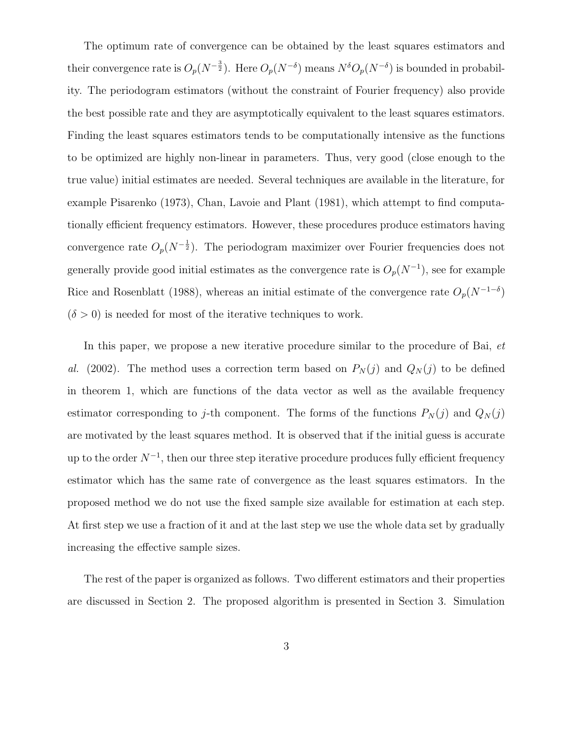The optimum rate of convergence can be obtained by the least squares estimators and their convergence rate is $O_p(N^{-\frac{3}{2}})$. Here $O_p(N^{-\delta})$ means $N^{\delta}O_p(N^{-\delta})$ is bounded in probability. The periodogram estimators (without the constraint of Fourier frequency) also provide the best possible rate and they are asymptotically equivalent to the least squares estimators. Finding the least squares estimators tends to be computationally intensive as the functions to be optimized are highly non-linear in parameters. Thus, very good (close enough to the true value) initial estimates are needed. Several techniques are available in the literature, for example Pisarenko (1973), Chan, Lavoie and Plant (1981), which attempt to find computationally efficient frequency estimators. However, these procedures produce estimators having convergence rate $O_p(N^{-\frac{1}{2}})$. The periodogram maximizer over Fourier frequencies does not generally provide good initial estimates as the convergence rate is $O_p(N^{-1})$, see for example Rice and Rosenblatt (1988), whereas an initial estimate of the convergence rate $O_p(N^{-1-\delta})$ ($\delta > 0$) is needed for most of the iterative techniques to work.

In this paper, we propose a new iterative procedure similar to the procedure of Bai, *et al.* (2002). The method uses a correction term based on $P_N(j)$ and $Q_N(j)$ to be defined in theorem 1, which are functions of the data vector as well as the available frequency estimator corresponding to $j$-th component. The forms of the functions $P_N(j)$ and $Q_N(j)$ are motivated by the least squares method. It is observed that if the initial guess is accurate up to the order $N^{-1}$, then our three step iterative procedure produces fully efficient frequency estimator which has the same rate of convergence as the least squares estimators. In the proposed method we do not use the fixed sample size available for estimation at each step. At first step we use a fraction of it and at the last step we use the whole data set by gradually increasing the effective sample sizes.

The rest of the paper is organized as follows. Two different estimators and their properties are discussed in Section 2. The proposed algorithm is presented in Section 3. Simulation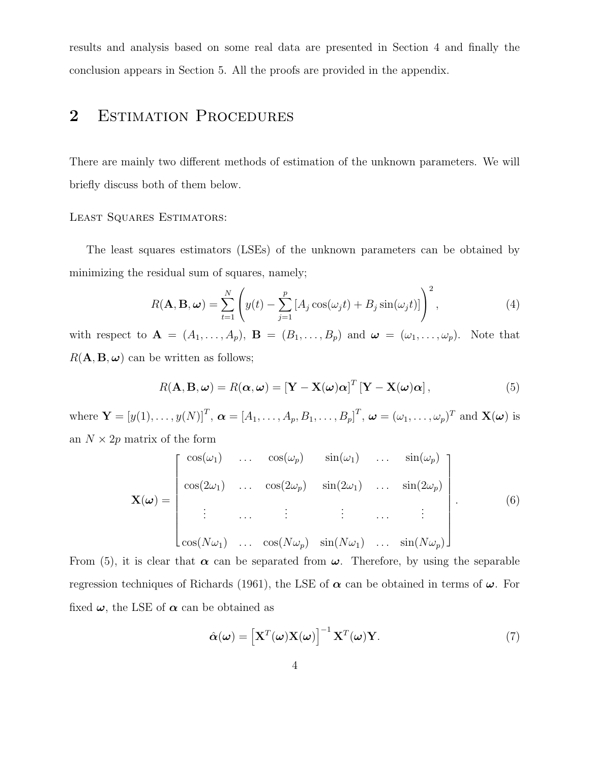results and analysis based on some real data are presented in Section 4 and finally the conclusion appears in Section 5. All the proofs are provided in the appendix.

## 2 Estimation Procedures

There are mainly two different methods of estimation of the unknown parameters. We will briefly discuss both of them below.

Least Squares Estimators:

The least squares estimators (LSEs) of the unknown parameters can be obtained by minimizing the residual sum of squares, namely;

$$R(\mathbf{A}, \mathbf{B}, \boldsymbol{\omega}) = \sum_{t=1}^{N} \left( y(t) - \sum_{j=1}^{p} \left[ A_j \cos(\omega_j t) + B_j \sin(\omega_j t) \right] \right)^2, \tag{4}$$

with respect to $\mathbf{A} = (A_1, \ldots, A_p)$, $\mathbf{B} = (B_1, \ldots, B_p)$ and $\boldsymbol{\omega} = (\omega_1, \ldots, \omega_p)$. Note that $R(\mathbf{A}, \mathbf{B}, \boldsymbol{\omega})$ can be written as follows;

$$R(\mathbf{A}, \mathbf{B}, \boldsymbol{\omega}) = R(\boldsymbol{\alpha}, \boldsymbol{\omega}) = \left[ \mathbf{Y} - \mathbf{X}(\boldsymbol{\omega})\boldsymbol{\alpha} \right]^T \left[ \mathbf{Y} - \mathbf{X}(\boldsymbol{\omega})\boldsymbol{\alpha} \right], \tag{5}$$

where $\mathbf{Y} = [y(1), \ldots, y(N)]^T$, $\boldsymbol{\alpha} = [A_1, \ldots, A_p, B_1, \ldots, B_p]^T$, $\boldsymbol{\omega} = (\omega_1, \ldots, \omega_p)^T$ and $\mathbf{X}(\boldsymbol{\omega})$ is an $N \times 2p$ matrix of the form

$$\mathbf{X}(\boldsymbol{\omega}) = \begin{bmatrix} \cos(\omega_1) & \ldots & \cos(\omega_p) & \sin(\omega_1) & \ldots & \sin(\omega_p) \\ \cos(2\omega_1) & \ldots & \cos(2\omega_p) & \sin(2\omega_1) & \ldots & \sin(2\omega_p) \\ \vdots & \ldots & \vdots & \vdots & \ldots & \vdots \\ \cos(N\omega_1) & \ldots & \cos(N\omega_p) & \sin(N\omega_1) & \ldots & \sin(N\omega_p) \end{bmatrix}. \tag{6}$$

From (5), it is clear that $\boldsymbol{\alpha}$ can be separated from $\boldsymbol{\omega}$. Therefore, by using the separable regression techniques of Richards (1961), the LSE of $\boldsymbol{\alpha}$ can be obtained in terms of $\boldsymbol{\omega}$. For fixed $\boldsymbol{\omega}$, the LSE of $\boldsymbol{\alpha}$ can be obtained as

$$\hat{\boldsymbol{\alpha}}(\boldsymbol{\omega}) = \left[ \mathbf{X}^T(\boldsymbol{\omega})\mathbf{X}(\boldsymbol{\omega}) \right]^{-1} \mathbf{X}^T(\boldsymbol{\omega})\mathbf{Y}. \tag{7}$$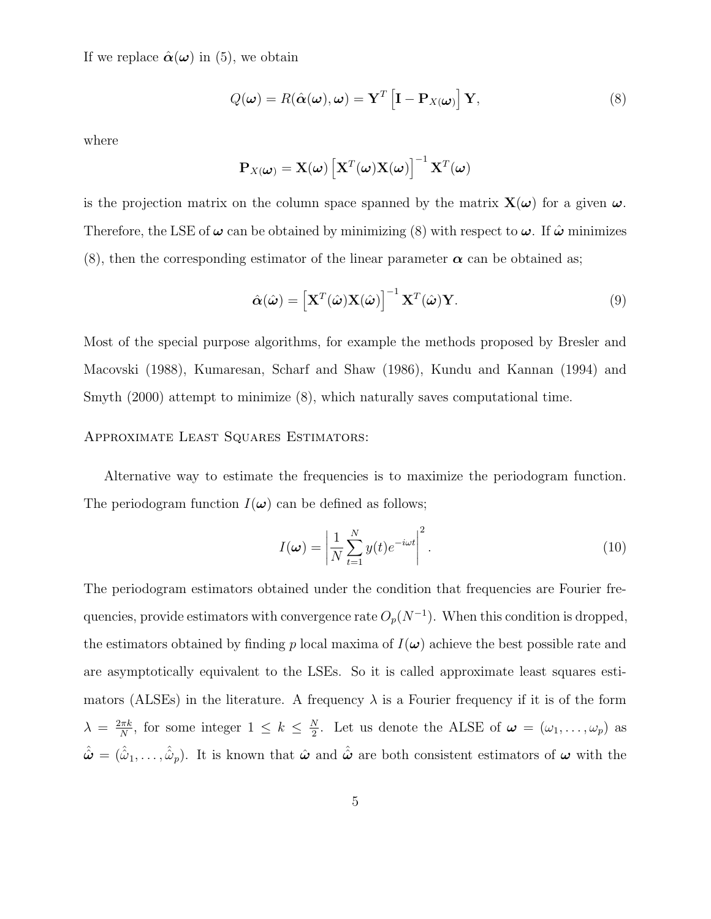If we replace $\hat{\boldsymbol{\alpha}}(\boldsymbol{\omega})$ in (5), we obtain

$$Q(\boldsymbol{\omega}) = R(\hat{\boldsymbol{\alpha}}(\boldsymbol{\omega}), \boldsymbol{\omega}) = \mathbf{Y}^T \left[ \mathbf{I} - \mathbf{P}_{X(\boldsymbol{\omega})} \right] \mathbf{Y}, \tag{8}$$

where

$$\mathbf{P}_{X(\boldsymbol{\omega})} = \mathbf{X}(\boldsymbol{\omega}) \left[ \mathbf{X}^T(\boldsymbol{\omega}) \mathbf{X}(\boldsymbol{\omega}) \right]^{-1} \mathbf{X}^T(\boldsymbol{\omega})$$

is the projection matrix on the column space spanned by the matrix $\mathbf{X}(\boldsymbol{\omega})$ for a given $\boldsymbol{\omega}$. Therefore, the LSE of $\boldsymbol{\omega}$ can be obtained by minimizing (8) with respect to $\boldsymbol{\omega}$. If $\hat{\boldsymbol{\omega}}$ minimizes (8), then the corresponding estimator of the linear parameter $\boldsymbol{\alpha}$ can be obtained as;

$$\hat{\boldsymbol{\alpha}}(\hat{\boldsymbol{\omega}}) = \left[ \mathbf{X}^T(\hat{\boldsymbol{\omega}}) \mathbf{X}(\hat{\boldsymbol{\omega}}) \right]^{-1} \mathbf{X}^T(\hat{\boldsymbol{\omega}}) \mathbf{Y}. \tag{9}$$

Most of the special purpose algorithms, for example the methods proposed by Bresler and Macovski (1988), Kumaresan, Scharf and Shaw (1986), Kundu and Kannan (1994) and Smyth (2000) attempt to minimize (8), which naturally saves computational time.

Approximate Least Squares Estimators:

Alternative way to estimate the frequencies is to maximize the periodogram function. The periodogram function $I(\boldsymbol{\omega})$ can be defined as follows;

$$I(\boldsymbol{\omega}) = \left| \frac{1}{N} \sum_{t=1}^{N} y(t) e^{-i\omega t} \right|^2. \tag{10}$$

The periodogram estimators obtained under the condition that frequencies are Fourier frequencies, provide estimators with convergence rate $O_p(N^{-1})$. When this condition is dropped, the estimators obtained by finding $p$ local maxima of $I(\boldsymbol{\omega})$ achieve the best possible rate and are asymptotically equivalent to the LSEs. So it is called approximate least squares estimators (ALSEs) in the literature. A frequency $\lambda$ is a Fourier frequency if it is of the form $\lambda = \frac{2\pi k}{N}$, for some integer $1 \leq k \leq \frac{N}{2}$. Let us denote the ALSE of $\boldsymbol{\omega} = (\omega_1, \ldots, \omega_p)$ as $\hat{\hat{\boldsymbol{\omega}}} = (\hat{\hat{\omega}}_1, \ldots, \hat{\hat{\omega}}_p)$. It is known that $\hat{\boldsymbol{\omega}}$ and $\hat{\hat{\boldsymbol{\omega}}}$ are both consistent estimators of $\boldsymbol{\omega}$ with the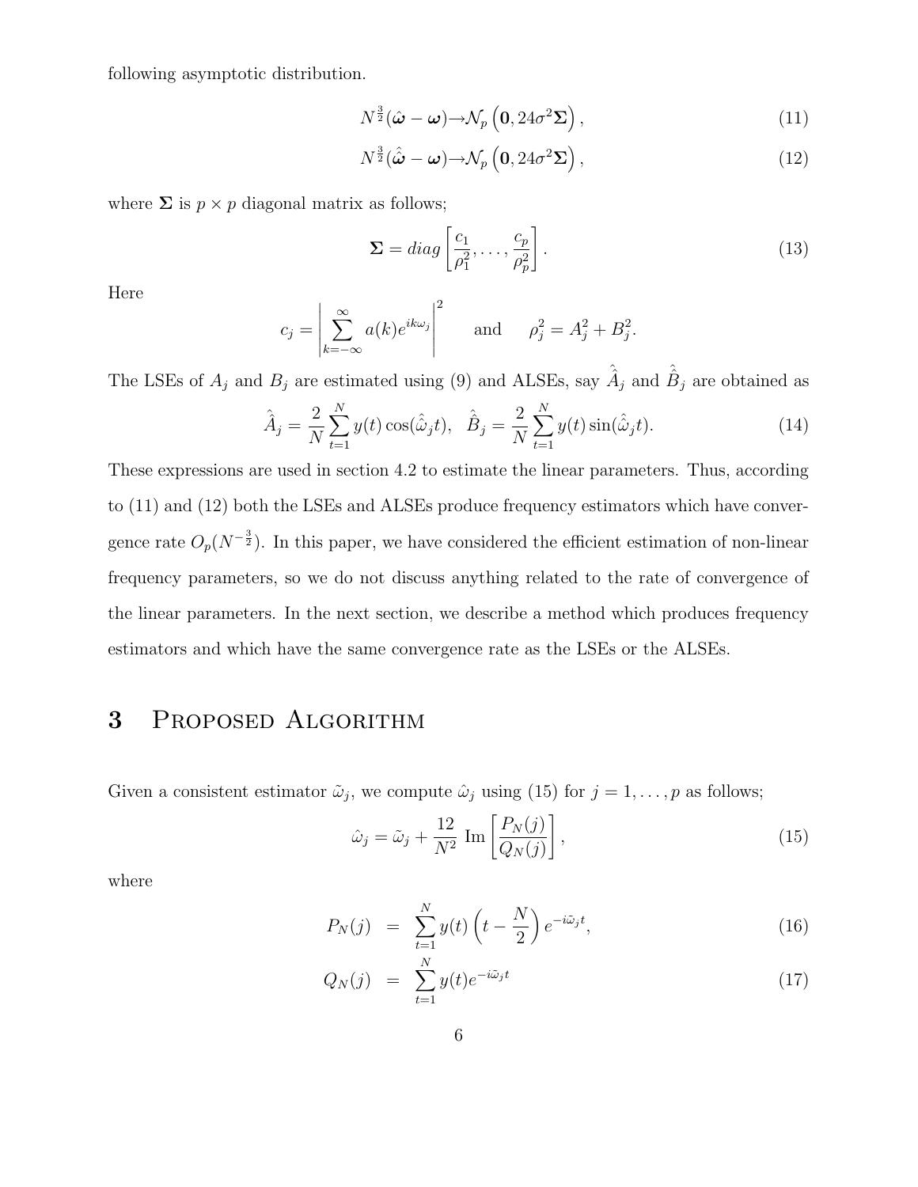following asymptotic distribution.

$$N^{\frac{3}{2}}(\hat{\boldsymbol{\omega}} - \boldsymbol{\omega}) \rightarrow \mathcal{N}_p\left(\mathbf{0}, 24\sigma^2\boldsymbol{\Sigma}\right), \tag{11}$$

$$N^{\frac{3}{2}}(\hat{\hat{\boldsymbol{\omega}}} - \boldsymbol{\omega}) \rightarrow \mathcal{N}_p\left(\mathbf{0}, 24\sigma^2\boldsymbol{\Sigma}\right), \tag{12}$$

where $\boldsymbol{\Sigma}$ is $p \times p$ diagonal matrix as follows;

$$\boldsymbol{\Sigma} = diag\left[\frac{c_1}{\rho_1^2}, \ldots, \frac{c_p}{\rho_p^2}\right]. \tag{13}$$

Here

$$c_j = \left|\sum_{k=-\infty}^{\infty} a(k)e^{ik\omega_j}\right|^2 \qquad \text{and} \qquad \rho_j^2 = A_j^2 + B_j^2.$$

The LSEs of $A_j$ and $B_j$ are estimated using (9) and ALSEs, say $\hat{\hat{A}}_j$ and $\hat{\hat{B}}_j$ are obtained as

$$\hat{\hat{A}}_j = \frac{2}{N}\sum_{t=1}^{N} y(t)\cos(\hat{\hat{\omega}}_j t), \quad \hat{\hat{B}}_j = \frac{2}{N}\sum_{t=1}^{N} y(t)\sin(\hat{\hat{\omega}}_j t). \tag{14}$$

These expressions are used in section 4.2 to estimate the linear parameters. Thus, according to (11) and (12) both the LSEs and ALSEs produce frequency estimators which have convergence rate $O_p(N^{-\frac{3}{2}})$. In this paper, we have considered the efficient estimation of non-linear frequency parameters, so we do not discuss anything related to the rate of convergence of the linear parameters. In the next section, we describe a method which produces frequency estimators and which have the same convergence rate as the LSEs or the ALSEs.

# 3 Proposed Algorithm

Given a consistent estimator $\tilde{\omega}_j$, we compute $\hat{\omega}_j$ using (15) for $j = 1, \ldots, p$ as follows;

$$\hat{\omega}_j = \tilde{\omega}_j + \frac{12}{N^2}\ \text{Im}\left[\frac{P_N(j)}{Q_N(j)}\right], \tag{15}$$

where

$$P_N(j) = \sum_{t=1}^{N} y(t)\left(t - \frac{N}{2}\right)e^{-i\tilde{\omega}_j t}, \tag{16}$$

$$Q_N(j) = \sum_{t=1}^{N} y(t)e^{-i\tilde{\omega}_j t} \tag{17}$$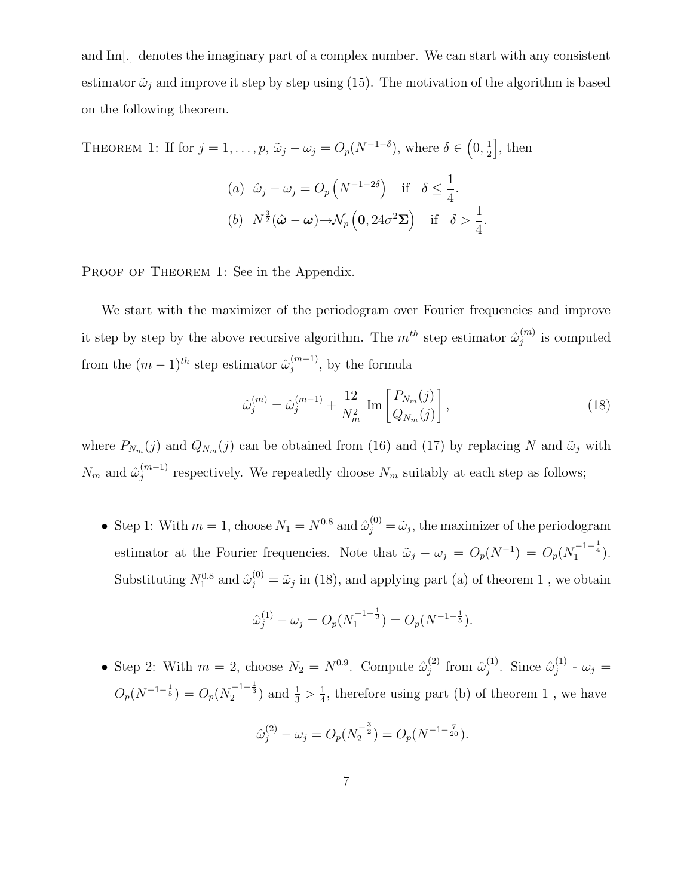and Im[.] denotes the imaginary part of a complex number. We can start with any consistent estimator $\tilde{\omega}_j$ and improve it step by step using (15). The motivation of the algorithm is based on the following theorem.

THEOREM 1: If for $j = 1, \ldots, p$, $\tilde{\omega}_j - \omega_j = O_p(N^{-1-\delta})$, where $\delta \in \left(0, \frac{1}{2}\right]$, then

$$
\begin{aligned}
&(a)\ \ \hat{\omega}_j - \omega_j = O_p\left(N^{-1-2\delta}\right) \quad \text{if} \quad \delta \leq \frac{1}{4}. \\
&(b)\ \ N^{\frac{3}{2}}(\hat{\boldsymbol{\omega}} - \boldsymbol{\omega}) \rightarrow \mathcal{N}_p\left(\mathbf{0}, 24\sigma^2\boldsymbol{\Sigma}\right) \quad \text{if} \quad \delta > \frac{1}{4}.
\end{aligned}
$$

PROOF OF THEOREM 1: See in the Appendix.

We start with the maximizer of the periodogram over Fourier frequencies and improve it step by step by the above recursive algorithm. The $m^{th}$ step estimator $\hat{\omega}_j^{(m)}$ is computed from the $(m-1)^{th}$ step estimator $\hat{\omega}_j^{(m-1)}$, by the formula

$$
\hat{\omega}_j^{(m)} = \hat{\omega}_j^{(m-1)} + \frac{12}{N_m^2}\ \text{Im}\left[\frac{P_{N_m}(j)}{Q_{N_m}(j)}\right], \tag{18}
$$

where $P_{N_m}(j)$ and $Q_{N_m}(j)$ can be obtained from (16) and (17) by replacing $N$ and $\tilde{\omega}_j$ with $N_m$ and $\hat{\omega}_j^{(m-1)}$ respectively. We repeatedly choose $N_m$ suitably at each step as follows;

- Step 1: With $m = 1$, choose $N_1 = N^{0.8}$ and $\hat{\omega}_j^{(0)} = \tilde{\omega}_j$, the maximizer of the periodogram estimator at the Fourier frequencies. Note that $\tilde{\omega}_j - \omega_j = O_p(N^{-1}) = O_p(N_1^{-1-\frac{1}{4}})$. Substituting $N_1^{0.8}$ and $\hat{\omega}_j^{(0)} = \tilde{\omega}_j$ in (18), and applying part (a) of theorem 1 , we obtain

$$
\hat{\omega}_j^{(1)} - \omega_j = O_p(N_1^{-1-\frac{1}{2}}) = O_p(N^{-1-\frac{1}{5}}).
$$

- Step 2: With $m = 2$, choose $N_2 = N^{0.9}$. Compute $\hat{\omega}_j^{(2)}$ from $\hat{\omega}_j^{(1)}$. Since $\hat{\omega}_j^{(1)}$ - $\omega_j = O_p(N^{-1-\frac{1}{5}}) = O_p(N_2^{-1-\frac{1}{3}})$ and $\frac{1}{3} > \frac{1}{4}$, therefore using part (b) of theorem 1 , we have

$$
\hat{\omega}_j^{(2)} - \omega_j = O_p(N_2^{-\frac{3}{2}}) = O_p(N^{-1-\frac{7}{20}}).
$$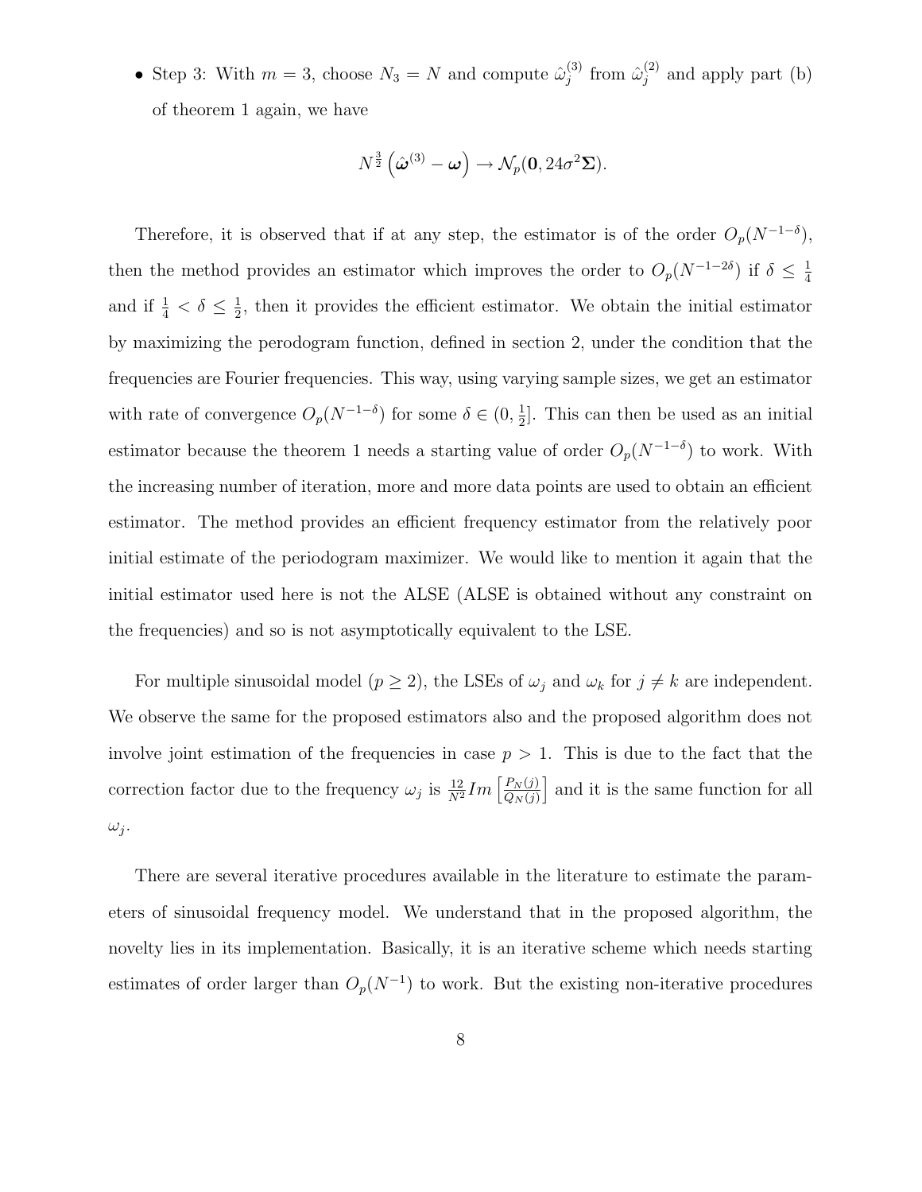- Step 3: With $m = 3$, choose $N_3 = N$ and compute $\hat{\omega}_j^{(3)}$ from $\hat{\omega}_j^{(2)}$ and apply part (b) of theorem 1 again, we have

$$N^{\frac{3}{2}}\left(\hat{\boldsymbol{\omega}}^{(3)} - \boldsymbol{\omega}\right) \rightarrow \mathcal{N}_p(\mathbf{0}, 24\sigma^2\boldsymbol{\Sigma}).$$

Therefore, it is observed that if at any step, the estimator is of the order $O_p(N^{-1-\delta})$, then the method provides an estimator which improves the order to $O_p(N^{-1-2\delta})$ if $\delta \leq \frac{1}{4}$ and if $\frac{1}{4} < \delta \leq \frac{1}{2}$, then it provides the efficient estimator. We obtain the initial estimator by maximizing the perodogram function, defined in section 2, under the condition that the frequencies are Fourier frequencies. This way, using varying sample sizes, we get an estimator with rate of convergence $O_p(N^{-1-\delta})$ for some $\delta \in (0, \frac{1}{2}]$. This can then be used as an initial estimator because the theorem 1 needs a starting value of order $O_p(N^{-1-\delta})$ to work. With the increasing number of iteration, more and more data points are used to obtain an efficient estimator. The method provides an efficient frequency estimator from the relatively poor initial estimate of the periodogram maximizer. We would like to mention it again that the initial estimator used here is not the ALSE (ALSE is obtained without any constraint on the frequencies) and so is not asymptotically equivalent to the LSE.

For multiple sinusoidal model ($p \geq 2$), the LSEs of $\omega_j$ and $\omega_k$ for $j \neq k$ are independent. We observe the same for the proposed estimators also and the proposed algorithm does not involve joint estimation of the frequencies in case $p > 1$. This is due to the fact that the correction factor due to the frequency $\omega_j$ is $\frac{12}{N^2} Im\left[\frac{P_N(j)}{Q_N(j)}\right]$ and it is the same function for all $\omega_j$.

There are several iterative procedures available in the literature to estimate the parameters of sinusoidal frequency model. We understand that in the proposed algorithm, the novelty lies in its implementation. Basically, it is an iterative scheme which needs starting estimates of order larger than $O_p(N^{-1})$ to work. But the existing non-iterative procedures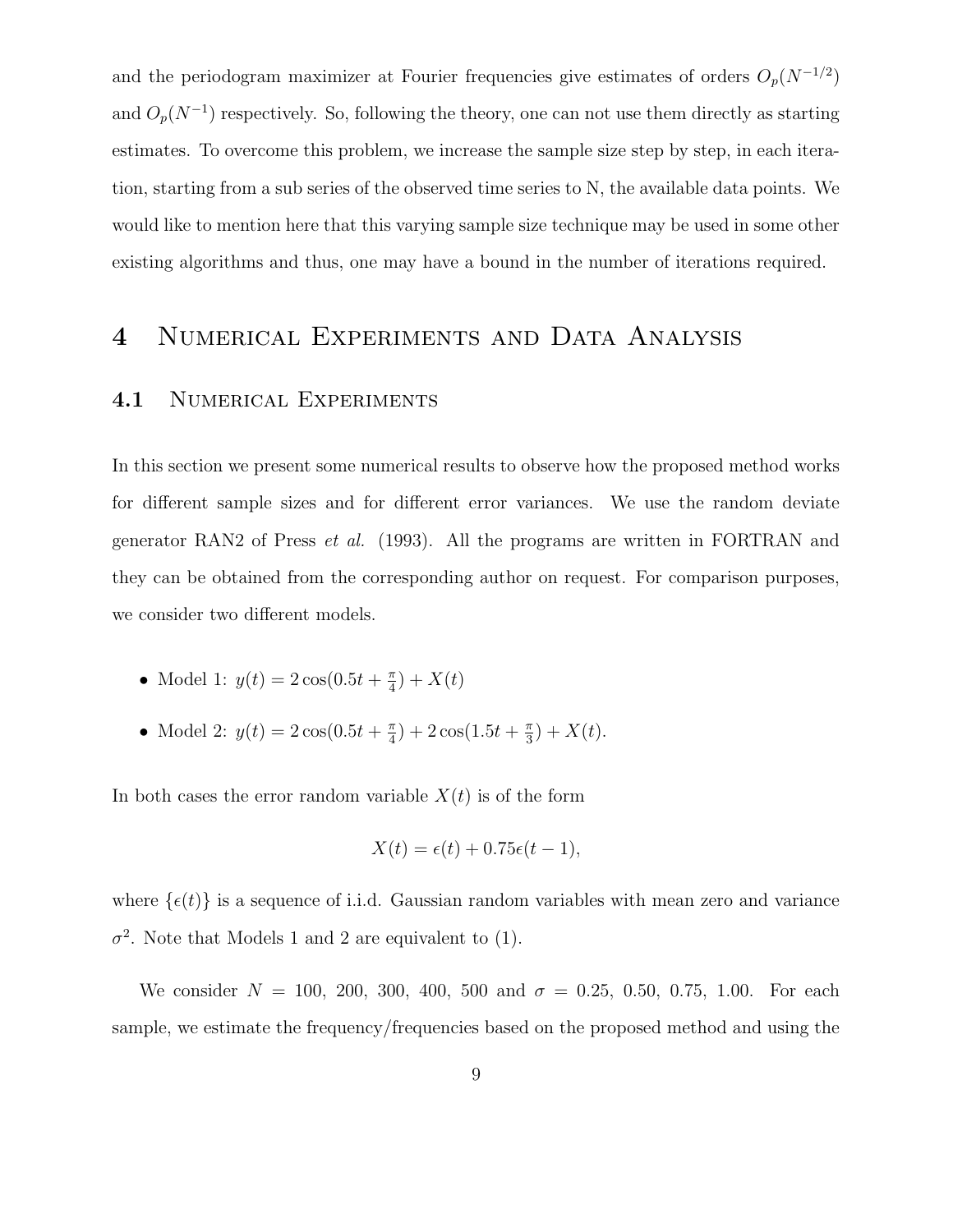and the periodogram maximizer at Fourier frequencies give estimates of orders $O_p(N^{-1/2})$ and $O_p(N^{-1})$ respectively. So, following the theory, one can not use them directly as starting estimates. To overcome this problem, we increase the sample size step by step, in each iteration, starting from a sub series of the observed time series to N, the available data points. We would like to mention here that this varying sample size technique may be used in some other existing algorithms and thus, one may have a bound in the number of iterations required.

# 4 Numerical Experiments and Data Analysis

## 4.1 Numerical Experiments

In this section we present some numerical results to observe how the proposed method works for different sample sizes and for different error variances. We use the random deviate generator RAN2 of Press *et al.* (1993). All the programs are written in FORTRAN and they can be obtained from the corresponding author on request. For comparison purposes, we consider two different models.

- Model 1: $y(t) = 2\cos(0.5t + \frac{\pi}{4}) + X(t)$
- Model 2: $y(t) = 2\cos(0.5t + \frac{\pi}{4}) + 2\cos(1.5t + \frac{\pi}{3}) + X(t)$.

In both cases the error random variable $X(t)$ is of the form

$$X(t) = \epsilon(t) + 0.75\epsilon(t-1),$$

where $\{\epsilon(t)\}$ is a sequence of i.i.d. Gaussian random variables with mean zero and variance $\sigma^2$. Note that Models 1 and 2 are equivalent to (1).

We consider $N$ = 100, 200, 300, 400, 500 and $\sigma$ = 0.25, 0.50, 0.75, 1.00. For each sample, we estimate the frequency/frequencies based on the proposed method and using the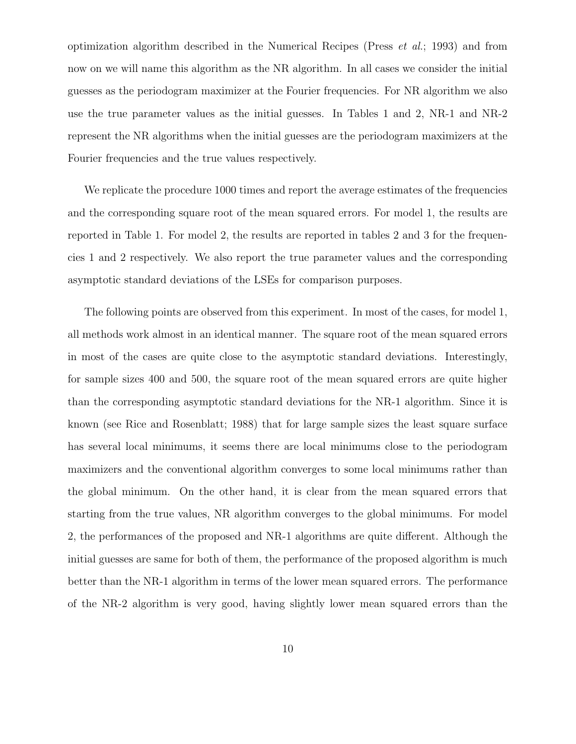optimization algorithm described in the Numerical Recipes (Press *et al.*; 1993) and from now on we will name this algorithm as the NR algorithm. In all cases we consider the initial guesses as the periodogram maximizer at the Fourier frequencies. For NR algorithm we also use the true parameter values as the initial guesses. In Tables 1 and 2, NR-1 and NR-2 represent the NR algorithms when the initial guesses are the periodogram maximizers at the Fourier frequencies and the true values respectively.

We replicate the procedure 1000 times and report the average estimates of the frequencies and the corresponding square root of the mean squared errors. For model 1, the results are reported in Table 1. For model 2, the results are reported in tables 2 and 3 for the frequencies 1 and 2 respectively. We also report the true parameter values and the corresponding asymptotic standard deviations of the LSEs for comparison purposes.

The following points are observed from this experiment. In most of the cases, for model 1, all methods work almost in an identical manner. The square root of the mean squared errors in most of the cases are quite close to the asymptotic standard deviations. Interestingly, for sample sizes 400 and 500, the square root of the mean squared errors are quite higher than the corresponding asymptotic standard deviations for the NR-1 algorithm. Since it is known (see Rice and Rosenblatt; 1988) that for large sample sizes the least square surface has several local minimums, it seems there are local minimums close to the periodogram maximizers and the conventional algorithm converges to some local minimums rather than the global minimum. On the other hand, it is clear from the mean squared errors that starting from the true values, NR algorithm converges to the global minimums. For model 2, the performances of the proposed and NR-1 algorithms are quite different. Although the initial guesses are same for both of them, the performance of the proposed algorithm is much better than the NR-1 algorithm in terms of the lower mean squared errors. The performance of the NR-2 algorithm is very good, having slightly lower mean squared errors than the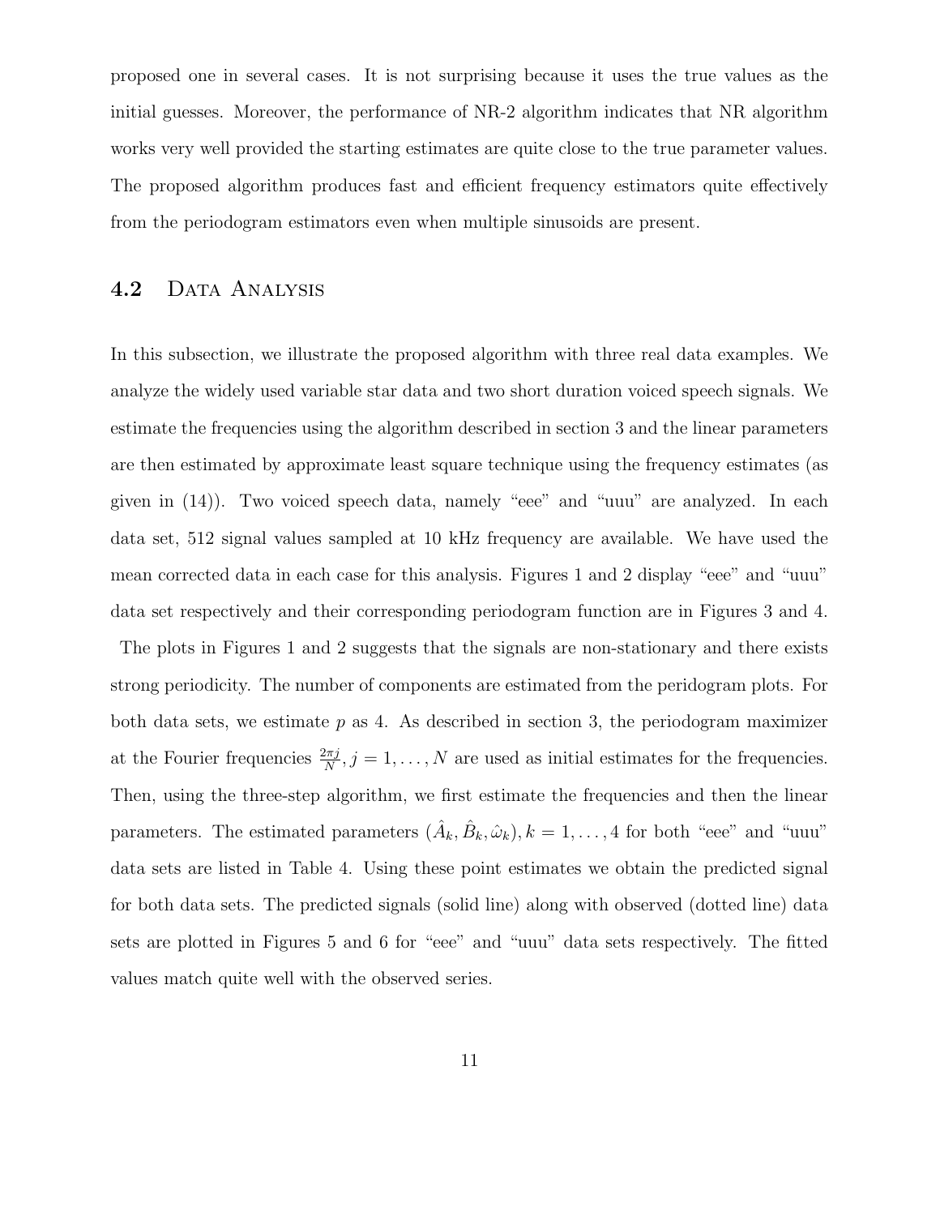proposed one in several cases. It is not surprising because it uses the true values as the initial guesses. Moreover, the performance of NR-2 algorithm indicates that NR algorithm works very well provided the starting estimates are quite close to the true parameter values. The proposed algorithm produces fast and efficient frequency estimators quite effectively from the periodogram estimators even when multiple sinusoids are present.

## 4.2 Data Analysis

In this subsection, we illustrate the proposed algorithm with three real data examples. We analyze the widely used variable star data and two short duration voiced speech signals. We estimate the frequencies using the algorithm described in section 3 and the linear parameters are then estimated by approximate least square technique using the frequency estimates (as given in (14)). Two voiced speech data, namely "eee" and "uuu" are analyzed. In each data set, 512 signal values sampled at 10 kHz frequency are available. We have used the mean corrected data in each case for this analysis. Figures 1 and 2 display "eee" and "uuu" data set respectively and their corresponding periodogram function are in Figures 3 and 4.

The plots in Figures 1 and 2 suggests that the signals are non-stationary and there exists strong periodicity. The number of components are estimated from the peridogram plots. For both data sets, we estimate $p$ as 4. As described in section 3, the periodogram maximizer at the Fourier frequencies $\frac{2\pi j}{N}, j = 1, \ldots, N$ are used as initial estimates for the frequencies. Then, using the three-step algorithm, we first estimate the frequencies and then the linear parameters. The estimated parameters $(\hat{A}_k, \hat{B}_k, \hat{\omega}_k), k = 1, \ldots, 4$ for both "eee" and "uuu" data sets are listed in Table 4. Using these point estimates we obtain the predicted signal for both data sets. The predicted signals (solid line) along with observed (dotted line) data sets are plotted in Figures 5 and 6 for "eee" and "uuu" data sets respectively. The fitted values match quite well with the observed series.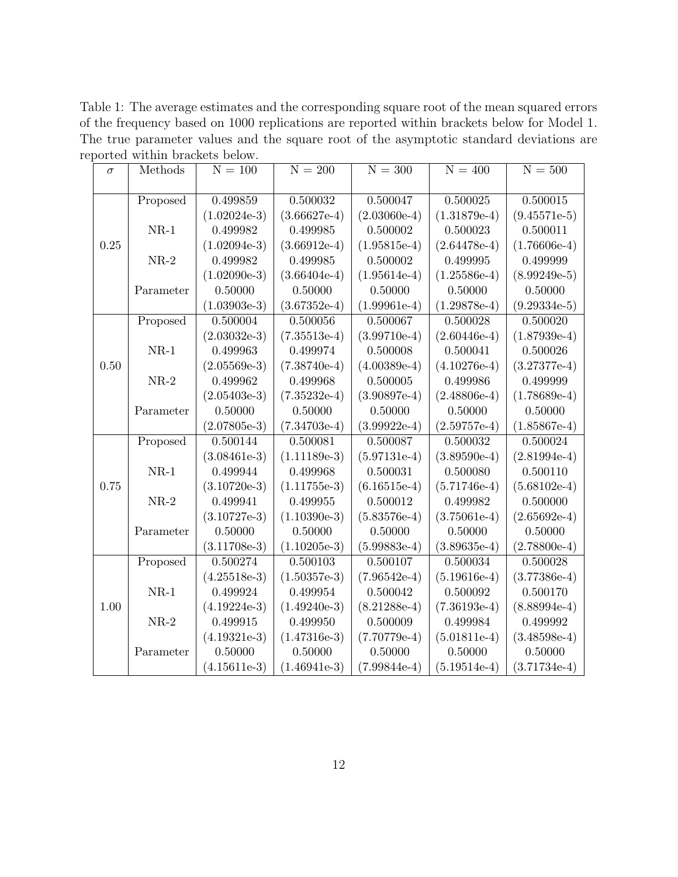Table 1: The average estimates and the corresponding square root of the mean squared errors of the frequency based on 1000 replications are reported within brackets below for Model 1. The true parameter values and the square root of the asymptotic standard deviations are reported within brackets below.

| $\sigma$ | Methods | N = 100 | N = 200 | N = 300 | N = 400 | N = 500 |
|---|---|---|---|---|---|---|
| 0.25 | Proposed | 0.499859 | 0.500032 | 0.500047 | 0.500025 | 0.500015 |
| | | (1.02024e-3) | (3.66627e-4) | (2.03060e-4) | (1.31879e-4) | (9.45571e-5) |
| | NR-1 | 0.499982 | 0.499985 | 0.500002 | 0.500023 | 0.500011 |
| | | (1.02094e-3) | (3.66912e-4) | (1.95815e-4) | (2.64478e-4) | (1.76606e-4) |
| | NR-2 | 0.499982 | 0.499985 | 0.500002 | 0.499995 | 0.499999 |
| | | (1.02090e-3) | (3.66404e-4) | (1.95614e-4) | (1.25586e-4) | (8.99249e-5) |
| | Parameter | 0.50000 | 0.50000 | 0.50000 | 0.50000 | 0.50000 |
| | | (1.03903e-3) | (3.67352e-4) | (1.99961e-4) | (1.29878e-4) | (9.29334e-5) |
| 0.50 | Proposed | 0.500004 | 0.500056 | 0.500067 | 0.500028 | 0.500020 |
| | | (2.03032e-3) | (7.35513e-4) | (3.99710e-4) | (2.60446e-4) | (1.87939e-4) |
| | NR-1 | 0.499963 | 0.499974 | 0.500008 | 0.500041 | 0.500026 |
| | | (2.05569e-3) | (7.38740e-4) | (4.00389e-4) | (4.10276e-4) | (3.27377e-4) |
| | NR-2 | 0.499962 | 0.499968 | 0.500005 | 0.499986 | 0.499999 |
| | | (2.05403e-3) | (7.35232e-4) | (3.90897e-4) | (2.48806e-4) | (1.78689e-4) |
| | Parameter | 0.50000 | 0.50000 | 0.50000 | 0.50000 | 0.50000 |
| | | (2.07805e-3) | (7.34703e-4) | (3.99922e-4) | (2.59757e-4) | (1.85867e-4) |
| 0.75 | Proposed | 0.500144 | 0.500081 | 0.500087 | 0.500032 | 0.500024 |
| | | (3.08461e-3) | (1.11189e-3) | (5.97131e-4) | (3.89590e-4) | (2.81994e-4) |
| | NR-1 | 0.499944 | 0.499968 | 0.500031 | 0.500080 | 0.500110 |
| | | (3.10720e-3) | (1.11755e-3) | (6.16515e-4) | (5.71746e-4) | (5.68102e-4) |
| | NR-2 | 0.499941 | 0.499955 | 0.500012 | 0.499982 | 0.500000 |
| | | (3.10727e-3) | (1.10390e-3) | (5.83576e-4) | (3.75061e-4) | (2.65692e-4) |
| | Parameter | 0.50000 | 0.50000 | 0.50000 | 0.50000 | 0.50000 |
| | | (3.11708e-3) | (1.10205e-3) | (5.99883e-4) | (3.89635e-4) | (2.78800e-4) |
| 1.00 | Proposed | 0.500274 | 0.500103 | 0.500107 | 0.500034 | 0.500028 |
| | | (4.25518e-3) | (1.50357e-3) | (7.96542e-4) | (5.19616e-4) | (3.77386e-4) |
| | NR-1 | 0.499924 | 0.499954 | 0.500042 | 0.500092 | 0.500170 |
| | | (4.19224e-3) | (1.49240e-3) | (8.21288e-4) | (7.36193e-4) | (8.88994e-4) |
| | NR-2 | 0.499915 | 0.499950 | 0.500009 | 0.499984 | 0.499992 |
| | | (4.19321e-3) | (1.47316e-3) | (7.70779e-4) | (5.01811e-4) | (3.48598e-4) |
| | Parameter | 0.50000 | 0.50000 | 0.50000 | 0.50000 | 0.50000 |
| | | (4.15611e-3) | (1.46941e-3) | (7.99844e-4) | (5.19514e-4) | (3.71734e-4) |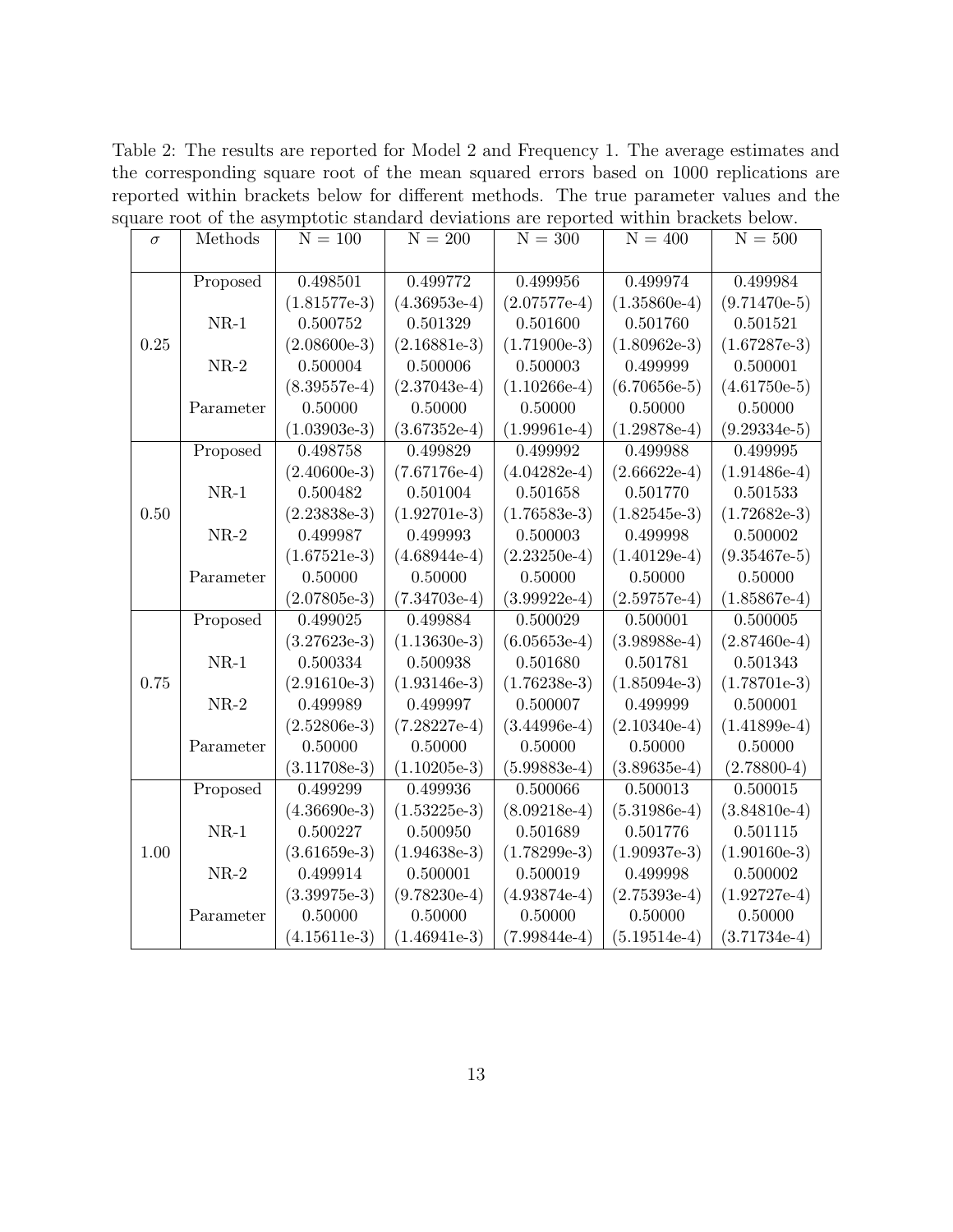Table 2: The results are reported for Model 2 and Frequency 1. The average estimates and the corresponding square root of the mean squared errors based on 1000 replications are reported within brackets below for different methods. The true parameter values and the square root of the asymptotic standard deviations are reported within brackets below.

| $\sigma$ | Methods | N = 100 | N = 200 | N = 300 | N = 400 | N = 500 |
|---|---|---|---|---|---|---|
| 0.25 | Proposed | 0.498501 | 0.499772 | 0.499956 | 0.499974 | 0.499984 |
| | | (1.81577e-3) | (4.36953e-4) | (2.07577e-4) | (1.35860e-4) | (9.71470e-5) |
| | NR-1 | 0.500752 | 0.501329 | 0.501600 | 0.501760 | 0.501521 |
| | | (2.08600e-3) | (2.16881e-3) | (1.71900e-3) | (1.80962e-3) | (1.67287e-3) |
| | NR-2 | 0.500004 | 0.500006 | 0.500003 | 0.499999 | 0.500001 |
| | | (8.39557e-4) | (2.37043e-4) | (1.10266e-4) | (6.70656e-5) | (4.61750e-5) |
| | Parameter | 0.50000 | 0.50000 | 0.50000 | 0.50000 | 0.50000 |
| | | (1.03903e-3) | (3.67352e-4) | (1.99961e-4) | (1.29878e-4) | (9.29334e-5) |
| 0.50 | Proposed | 0.498758 | 0.499829 | 0.499992 | 0.499988 | 0.499995 |
| | | (2.40600e-3) | (7.67176e-4) | (4.04282e-4) | (2.66622e-4) | (1.91486e-4) |
| | NR-1 | 0.500482 | 0.501004 | 0.501658 | 0.501770 | 0.501533 |
| | | (2.23838e-3) | (1.92701e-3) | (1.76583e-3) | (1.82545e-3) | (1.72682e-3) |
| | NR-2 | 0.499987 | 0.499993 | 0.500003 | 0.499998 | 0.500002 |
| | | (1.67521e-3) | (4.68944e-4) | (2.23250e-4) | (1.40129e-4) | (9.35467e-5) |
| | Parameter | 0.50000 | 0.50000 | 0.50000 | 0.50000 | 0.50000 |
| | | (2.07805e-3) | (7.34703e-4) | (3.99922e-4) | (2.59757e-4) | (1.85867e-4) |
| 0.75 | Proposed | 0.499025 | 0.499884 | 0.500029 | 0.500001 | 0.500005 |
| | | (3.27623e-3) | (1.13630e-3) | (6.05653e-4) | (3.98988e-4) | (2.87460e-4) |
| | NR-1 | 0.500334 | 0.500938 | 0.501680 | 0.501781 | 0.501343 |
| | | (2.91610e-3) | (1.93146e-3) | (1.76238e-3) | (1.85094e-3) | (1.78701e-3) |
| | NR-2 | 0.499989 | 0.499997 | 0.500007 | 0.499999 | 0.500001 |
| | | (2.52806e-3) | (7.28227e-4) | (3.44996e-4) | (2.10340e-4) | (1.41899e-4) |
| | Parameter | 0.50000 | 0.50000 | 0.50000 | 0.50000 | 0.50000 |
| | | (3.11708e-3) | (1.10205e-3) | (5.99883e-4) | (3.89635e-4) | (2.78800-4) |
| 1.00 | Proposed | 0.499299 | 0.499936 | 0.500066 | 0.500013 | 0.500015 |
| | | (4.36690e-3) | (1.53225e-3) | (8.09218e-4) | (5.31986e-4) | (3.84810e-4) |
| | NR-1 | 0.500227 | 0.500950 | 0.501689 | 0.501776 | 0.501115 |
| | | (3.61659e-3) | (1.94638e-3) | (1.78299e-3) | (1.90937e-3) | (1.90160e-3) |
| | NR-2 | 0.499914 | 0.500001 | 0.500019 | 0.499998 | 0.500002 |
| | | (3.39975e-3) | (9.78230e-4) | (4.93874e-4) | (2.75393e-4) | (1.92727e-4) |
| | Parameter | 0.50000 | 0.50000 | 0.50000 | 0.50000 | 0.50000 |
| | | (4.15611e-3) | (1.46941e-3) | (7.99844e-4) | (5.19514e-4) | (3.71734e-4) |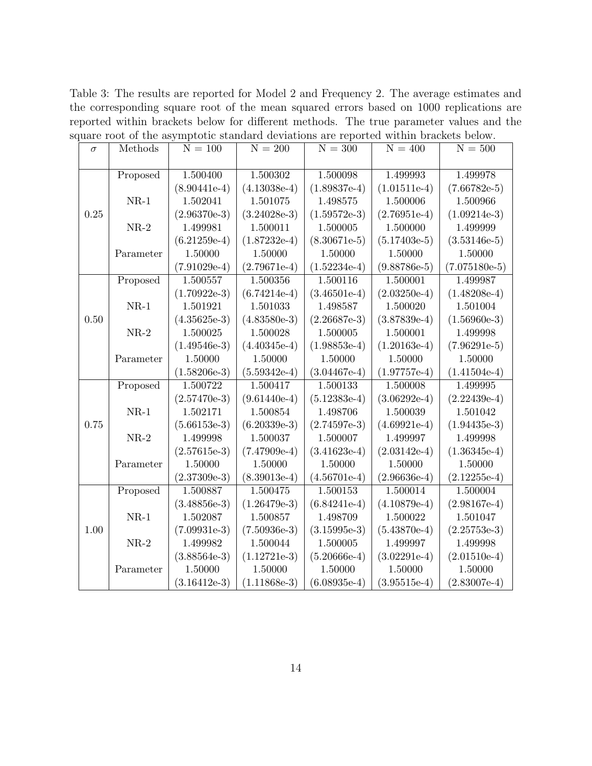Table 3: The results are reported for Model 2 and Frequency 2. The average estimates and the corresponding square root of the mean squared errors based on 1000 replications are reported within brackets below for different methods. The true parameter values and the square root of the asymptotic standard deviations are reported within brackets below.

| $\sigma$ | Methods | N = 100 | N = 200 | N = 300 | N = 400 | N = 500 |
|---|---|---|---|---|---|---|
| 0.25 | Proposed | 1.500400 | 1.500302 | 1.500098 | 1.499993 | 1.499978 |
| | | (8.90441e-4) | (4.13038e-4) | (1.89837e-4) | (1.01511e-4) | (7.66782e-5) |
| | NR-1 | 1.502041 | 1.501075 | 1.498575 | 1.500006 | 1.500966 |
| | | (2.96370e-3) | (3.24028e-3) | (1.59572e-3) | (2.76951e-4) | (1.09214e-3) |
| | NR-2 | 1.499981 | 1.500011 | 1.500005 | 1.500000 | 1.499999 |
| | | (6.21259e-4) | (1.87232e-4) | (8.30671e-5) | (5.17403e-5) | (3.53146e-5) |
| | Parameter | 1.50000 | 1.50000 | 1.50000 | 1.50000 | 1.50000 |
| | | (7.91029e-4) | (2.79671e-4) | (1.52234e-4) | (9.88786e-5) | (7.075180e-5) |
| 0.50 | Proposed | 1.500557 | 1.500356 | 1.500116 | 1.500001 | 1.499987 |
| | | (1.70922e-3) | (6.74214e-4) | (3.46501e-4) | (2.03250e-4) | (1.48208e-4) |
| | NR-1 | 1.501921 | 1.501033 | 1.498587 | 1.500020 | 1.501004 |
| | | (4.35625e-3) | (4.83580e-3) | (2.26687e-3) | (3.87839e-4) | (1.56960e-3) |
| | NR-2 | 1.500025 | 1.500028 | 1.500005 | 1.500001 | 1.499998 |
| | | (1.49546e-3) | (4.40345e-4) | (1.98853e-4) | (1.20163e-4) | (7.96291e-5) |
| | Parameter | 1.50000 | 1.50000 | 1.50000 | 1.50000 | 1.50000 |
| | | (1.58206e-3) | (5.59342e-4) | (3.04467e-4) | (1.97757e-4) | (1.41504e-4) |
| 0.75 | Proposed | 1.500722 | 1.500417 | 1.500133 | 1.500008 | 1.499995 |
| | | (2.57470e-3) | (9.61440e-4) | (5.12383e-4) | (3.06292e-4) | (2.22439e-4) |
| | NR-1 | 1.502171 | 1.500854 | 1.498706 | 1.500039 | 1.501042 |
| | | (5.66153e-3) | (6.20339e-3) | (2.74597e-3) | (4.69921e-4) | (1.94435e-3) |
| | NR-2 | 1.499998 | 1.500037 | 1.500007 | 1.499997 | 1.499998 |
| | | (2.57615e-3) | (7.47909e-4) | (3.41623e-4) | (2.03142e-4) | (1.36345e-4) |
| | Parameter | 1.50000 | 1.50000 | 1.50000 | 1.50000 | 1.50000 |
| | | (2.37309e-3) | (8.39013e-4) | (4.56701e-4) | (2.96636e-4) | (2.12255e-4) |
| 1.00 | Proposed | 1.500887 | 1.500475 | 1.500153 | 1.500014 | 1.500004 |
| | | (3.48856e-3) | (1.26479e-3) | (6.84241e-4) | (4.10879e-4) | (2.98167e-4) |
| | NR-1 | 1.502087 | 1.500857 | 1.498709 | 1.500022 | 1.501047 |
| | | (7.09931e-3) | (7.50936e-3) | (3.15995e-3) | (5.43870e-4) | (2.25753e-3) |
| | NR-2 | 1.499982 | 1.500044 | 1.500005 | 1.499997 | 1.499998 |
| | | (3.88564e-3) | (1.12721e-3) | (5.20666e-4) | (3.02291e-4) | (2.01510e-4) |
| | Parameter | 1.50000 | 1.50000 | 1.50000 | 1.50000 | 1.50000 |
| | | (3.16412e-3) | (1.11868e-3) | (6.08935e-4) | (3.95515e-4) | (2.83007e-4) |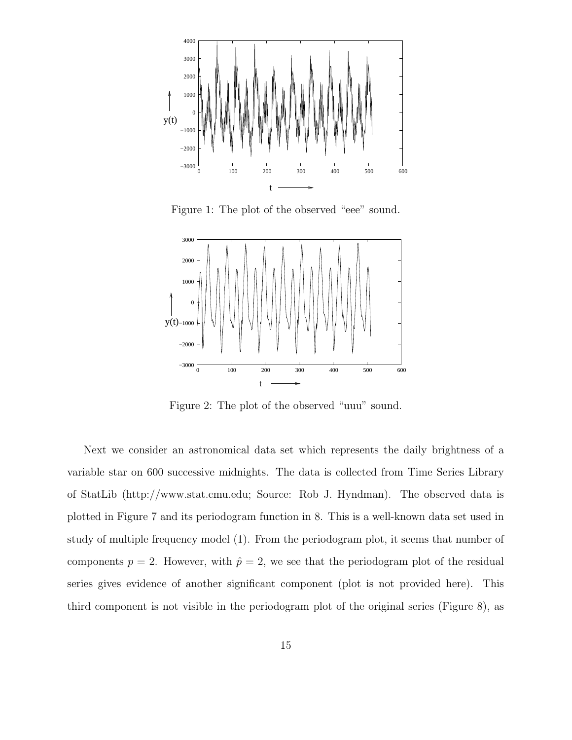Figure 1: The plot of the observed "eee" sound.

Figure 2: The plot of the observed "uuu" sound.

Next we consider an astronomical data set which represents the daily brightness of a variable star on 600 successive midnights. The data is collected from Time Series Library of StatLib (http://www.stat.cmu.edu; Source: Rob J. Hyndman). The observed data is plotted in Figure 7 and its periodogram function in 8. This is a well-known data set used in study of multiple frequency model (1). From the periodogram plot, it seems that number of components $p = 2$. However, with $\hat{p} = 2$, we see that the periodogram plot of the residual series gives evidence of another significant component (plot is not provided here). This third component is not visible in the periodogram plot of the original series (Figure 8), as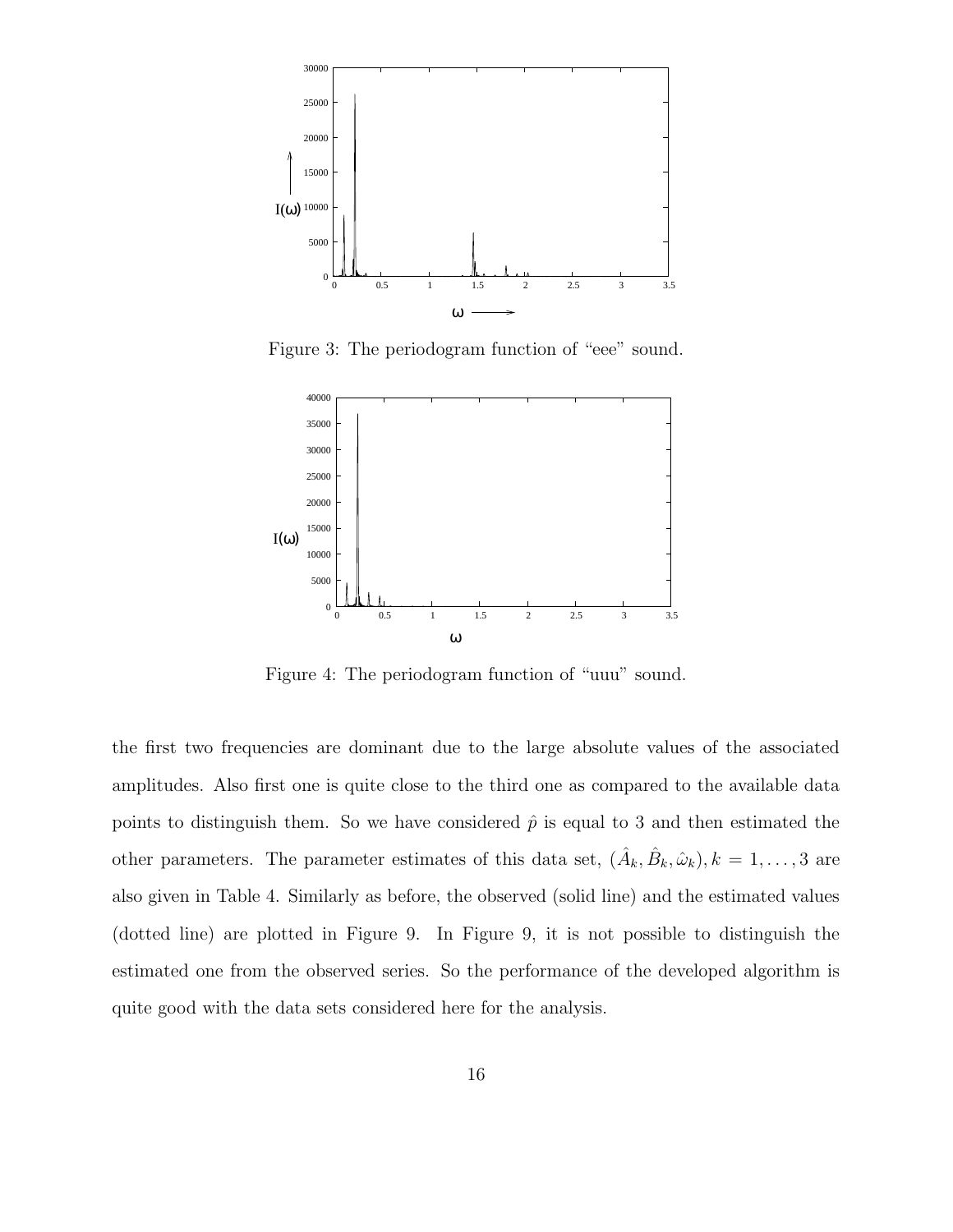Figure 3: The periodogram function of “eee” sound.

Figure 4: The periodogram function of “uuu” sound.

the first two frequencies are dominant due to the large absolute values of the associated amplitudes. Also first one is quite close to the third one as compared to the available data points to distinguish them. So we have considered $\hat{p}$ is equal to 3 and then estimated the other parameters. The parameter estimates of this data set, $(\hat{A}_k, \hat{B}_k, \hat{\omega}_k), k = 1, \ldots, 3$ are also given in Table 4. Similarly as before, the observed (solid line) and the estimated values (dotted line) are plotted in Figure 9. In Figure 9, it is not possible to distinguish the estimated one from the observed series. So the performance of the developed algorithm is quite good with the data sets considered here for the analysis.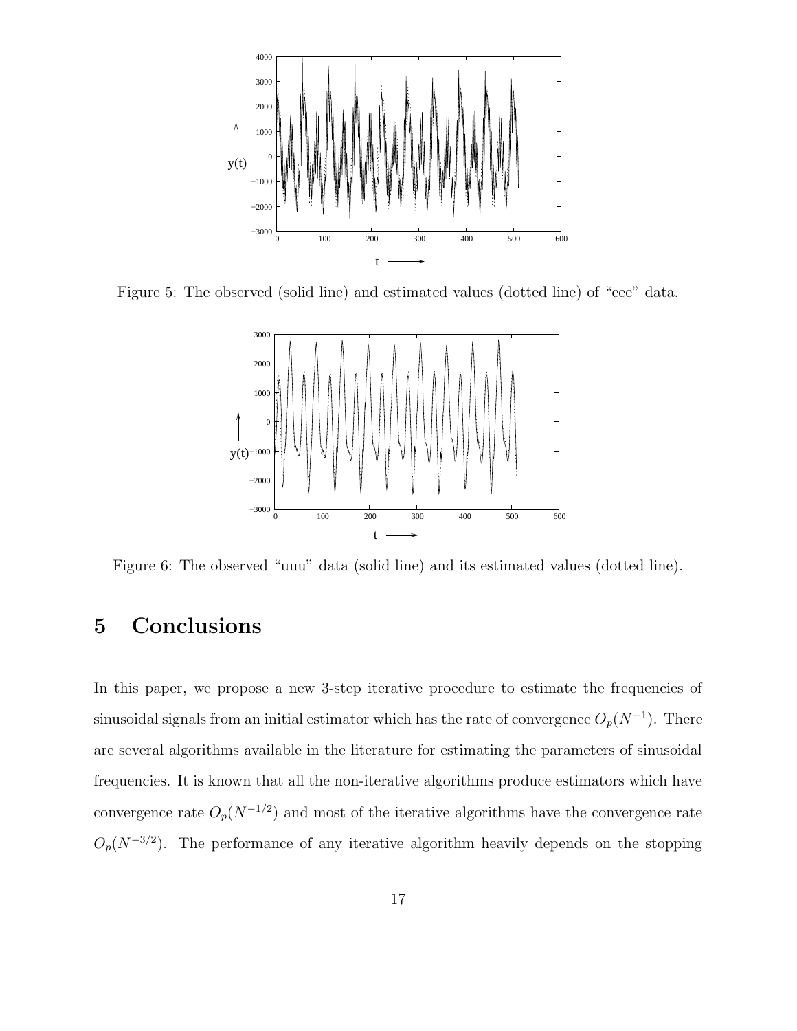Figure 5: The observed (solid line) and estimated values (dotted line) of "eee" data.

Figure 6: The observed "uuu" data (solid line) and its estimated values (dotted line).

# 5 Conclusions

In this paper, we propose a new 3-step iterative procedure to estimate the frequencies of sinusoidal signals from an initial estimator which has the rate of convergence $O_p(N^{-1})$. There are several algorithms available in the literature for estimating the parameters of sinusoidal frequencies. It is known that all the non-iterative algorithms produce estimators which have convergence rate $O_p(N^{-1/2})$ and most of the iterative algorithms have the convergence rate $O_p(N^{-3/2})$. The performance of any iterative algorithm heavily depends on the stopping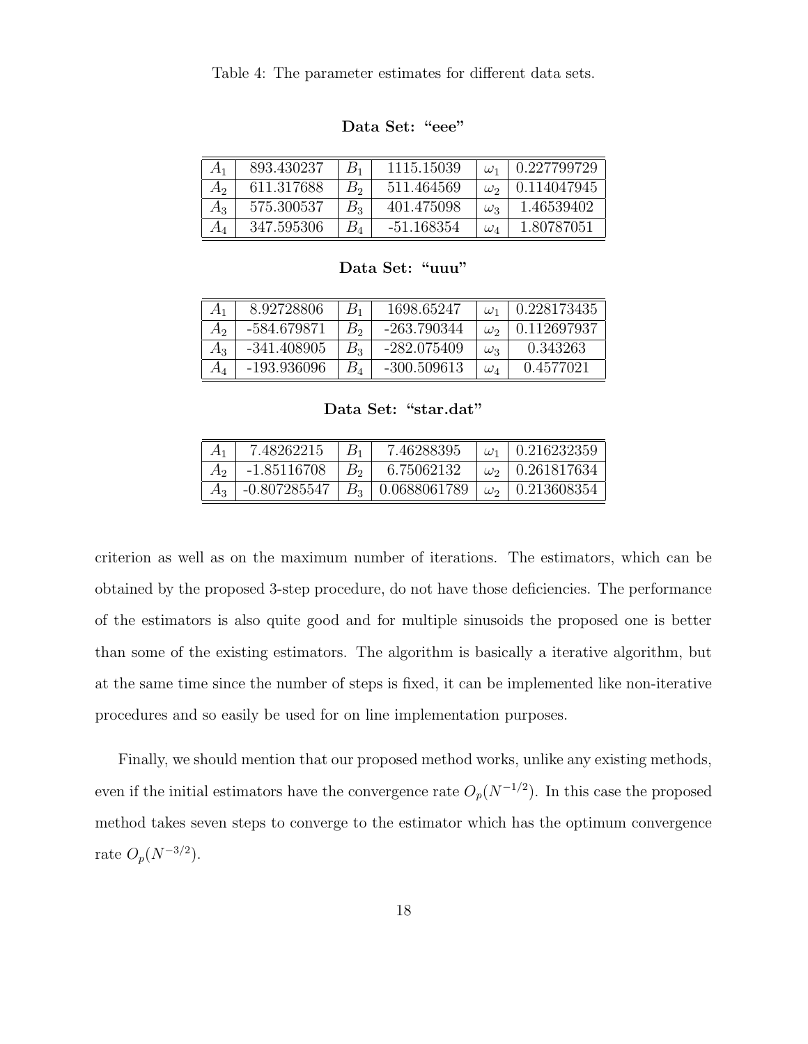Table 4: The parameter estimates for different data sets.

**Data Set: "eee"**

| | | | | | |
|---|---|---|---|---|---|
| $A_1$ | 893.430237 | $B_1$ | 1115.15039 | $\omega_1$ | 0.227799729 |
| $A_2$ | 611.317688 | $B_2$ | 511.464569 | $\omega_2$ | 0.114047945 |
| $A_3$ | 575.300537 | $B_3$ | 401.475098 | $\omega_3$ | 1.46539402 |
| $A_4$ | 347.595306 | $B_4$ | -51.168354 | $\omega_4$ | 1.80787051 |

**Data Set: "uuu"**

| | | | | | |
|---|---|---|---|---|---|
| $A_1$ | 8.92728806 | $B_1$ | 1698.65247 | $\omega_1$ | 0.228173435 |
| $A_2$ | -584.679871 | $B_2$ | -263.790344 | $\omega_2$ | 0.112697937 |
| $A_3$ | -341.408905 | $B_3$ | -282.075409 | $\omega_3$ | 0.343263 |
| $A_4$ | -193.936096 | $B_4$ | -300.509613 | $\omega_4$ | 0.4577021 |

**Data Set: "star.dat"**

| | | | | | |
|---|---|---|---|---|---|
| $A_1$ | 7.48262215 | $B_1$ | 7.46288395 | $\omega_1$ | 0.216232359 |
| $A_2$ | -1.85116708 | $B_2$ | 6.75062132 | $\omega_2$ | 0.261817634 |
| $A_3$ | -0.807285547 | $B_3$ | 0.0688061789 | $\omega_2$ | 0.213608354 |

criterion as well as on the maximum number of iterations. The estimators, which can be obtained by the proposed 3-step procedure, do not have those deficiencies. The performance of the estimators is also quite good and for multiple sinusoids the proposed one is better than some of the existing estimators. The algorithm is basically a iterative algorithm, but at the same time since the number of steps is fixed, it can be implemented like non-iterative procedures and so easily be used for on line implementation purposes.

Finally, we should mention that our proposed method works, unlike any existing methods, even if the initial estimators have the convergence rate $O_p(N^{-1/2})$. In this case the proposed method takes seven steps to converge to the estimator which has the optimum convergence rate $O_p(N^{-3/2})$.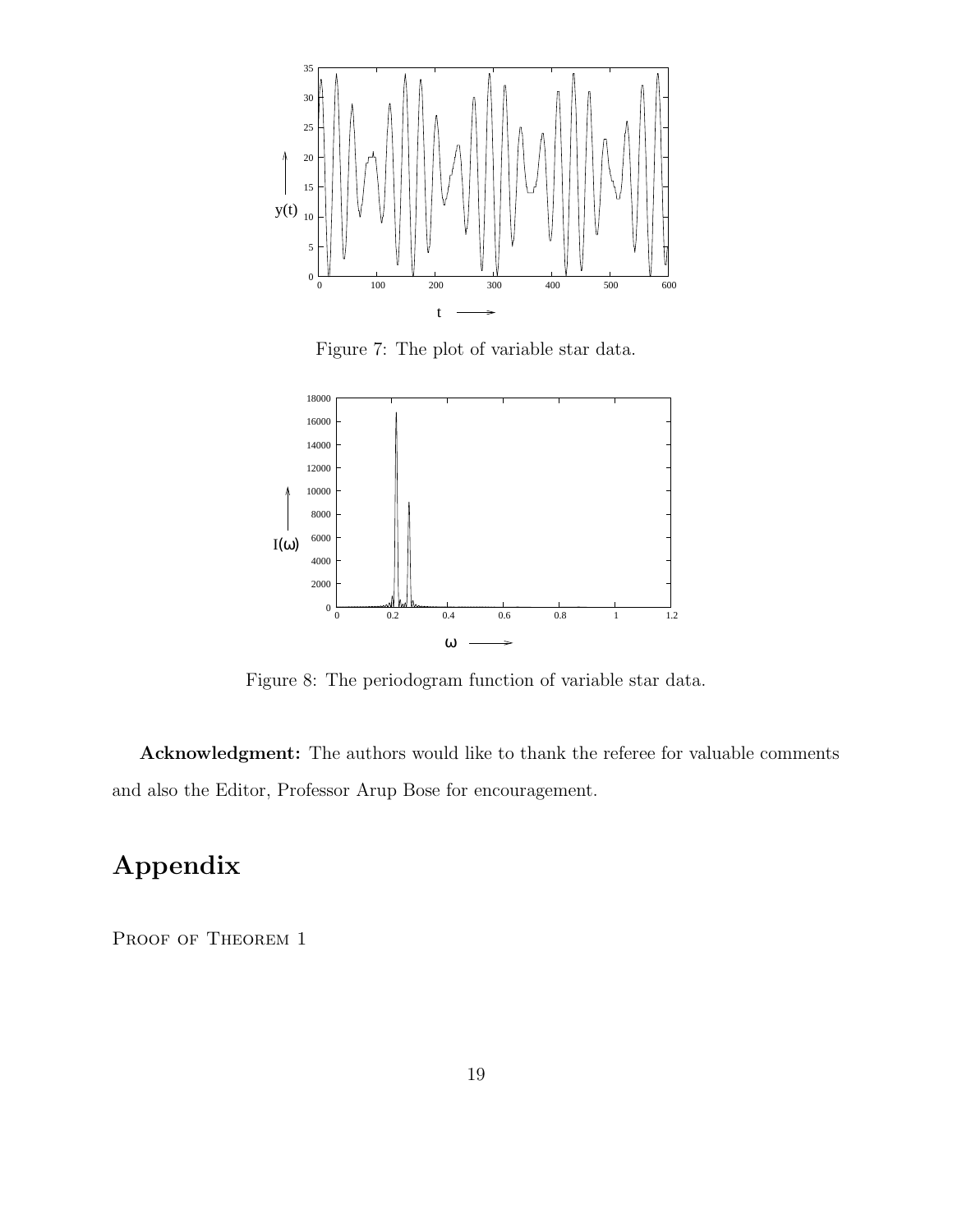Figure 7: The plot of variable star data.

Figure 8: The periodogram function of variable star data.

**Acknowledgment:** The authors would like to thank the referee for valuable comments and also the Editor, Professor Arup Bose for encouragement.

# Appendix

PROOF OF THEOREM 1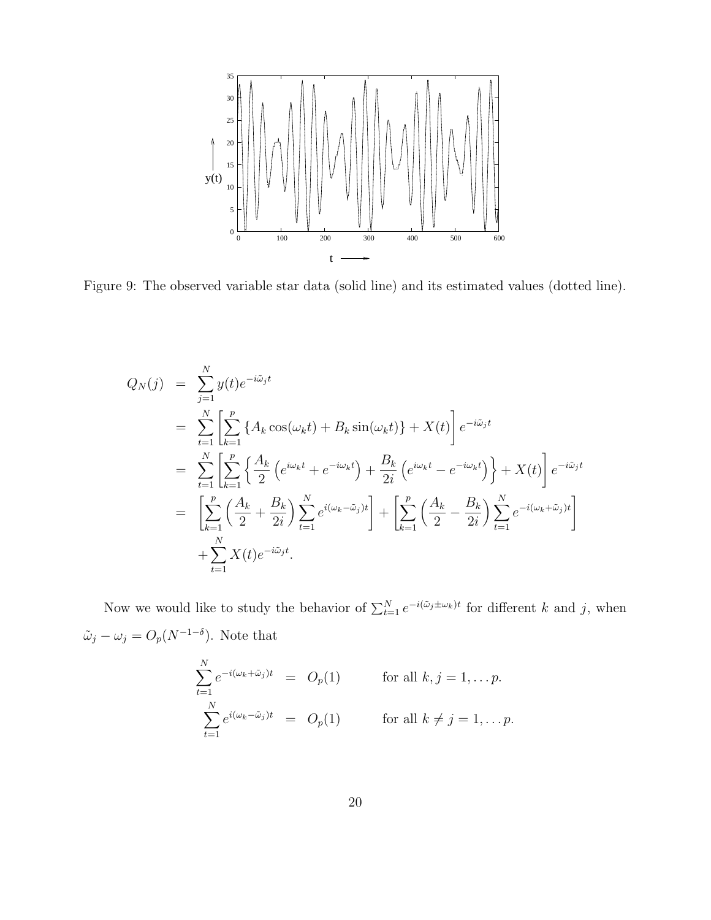Figure 9: The observed variable star data (solid line) and its estimated values (dotted line).

$$
\begin{aligned}
Q_N(j) &= \sum_{j=1}^{N} y(t) e^{-i\tilde{\omega}_j t} \\
&= \sum_{t=1}^{N} \left[ \sum_{k=1}^{p} \left\{ A_k \cos(\omega_k t) + B_k \sin(\omega_k t) \right\} + X(t) \right] e^{-i\tilde{\omega}_j t} \\
&= \sum_{t=1}^{N} \left[ \sum_{k=1}^{p} \left\{ \frac{A_k}{2} \left( e^{i\omega_k t} + e^{-i\omega_k t} \right) + \frac{B_k}{2i} \left( e^{i\omega_k t} - e^{-i\omega_k t} \right) \right\} + X(t) \right] e^{-i\tilde{\omega}_j t} \\
&= \left[ \sum_{k=1}^{p} \left( \frac{A_k}{2} + \frac{B_k}{2i} \right) \sum_{t=1}^{N} e^{i(\omega_k - \tilde{\omega}_j)t} \right] + \left[ \sum_{k=1}^{p} \left( \frac{A_k}{2} - \frac{B_k}{2i} \right) \sum_{t=1}^{N} e^{-i(\omega_k + \tilde{\omega}_j)t} \right] \\
&\quad + \sum_{t=1}^{N} X(t) e^{-i\tilde{\omega}_j t}.
\end{aligned}
$$

Now we would like to study the behavior of $\sum_{t=1}^{N} e^{-i(\tilde{\omega}_j \pm \omega_k)t}$ for different $k$ and $j$, when $\tilde{\omega}_j - \omega_j = O_p(N^{-1-\delta})$. Note that

$$
\begin{aligned}
\sum_{t=1}^{N} e^{-i(\omega_k + \tilde{\omega}_j)t} &= O_p(1) \qquad \text{for all } k, j = 1, \ldots p. \\
\sum_{t=1}^{N} e^{i(\omega_k - \tilde{\omega}_j)t} &= O_p(1) \qquad \text{for all } k \neq j = 1, \ldots p.
\end{aligned}
$$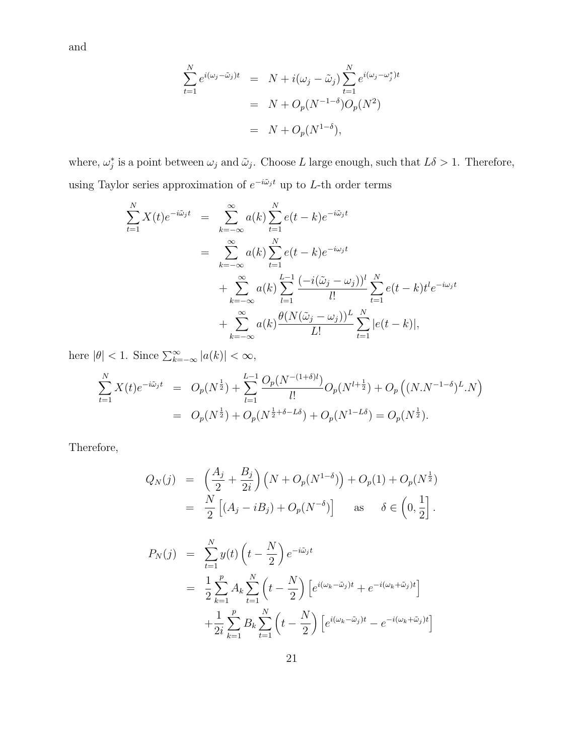and

$$
\begin{aligned}
\sum_{t=1}^{N} e^{i(\omega_j - \tilde{\omega}_j)t} &= N + i(\omega_j - \tilde{\omega}_j) \sum_{t=1}^{N} e^{i(\omega_j - \omega_j^*)t} \\
&= N + O_p(N^{-1-\delta}) O_p(N^2) \\
&= N + O_p(N^{1-\delta}),
\end{aligned}
$$

where, $\omega_j^*$ is a point between $\omega_j$ and $\tilde{\omega}_j$. Choose $L$ large enough, such that $L\delta > 1$. Therefore, using Taylor series approximation of $e^{-i\tilde{\omega}_j t}$ up to $L$-th order terms

$$
\begin{aligned}
\sum_{t=1}^{N} X(t) e^{-i\tilde{\omega}_j t} &= \sum_{k=-\infty}^{\infty} a(k) \sum_{t=1}^{N} e(t-k) e^{-i\tilde{\omega}_j t} \\
&= \sum_{k=-\infty}^{\infty} a(k) \sum_{t=1}^{N} e(t-k) e^{-i\omega_j t} \\
&\quad + \sum_{k=-\infty}^{\infty} a(k) \sum_{l=1}^{L-1} \frac{(-i(\tilde{\omega}_j - \omega_j))^l}{l!} \sum_{t=1}^{N} e(t-k) t^l e^{-i\omega_j t} \\
&\quad + \sum_{k=-\infty}^{\infty} a(k) \frac{\theta(N(\tilde{\omega}_j - \omega_j))^L}{L!} \sum_{t=1}^{N} |e(t-k)|,
\end{aligned}
$$

here $|\theta| < 1$. Since $\sum_{k=-\infty}^{\infty} |a(k)| < \infty$,

$$
\begin{aligned}
\sum_{t=1}^{N} X(t) e^{-i\tilde{\omega}_j t} &= O_p(N^{\frac{1}{2}}) + \sum_{l=1}^{L-1} \frac{O_p(N^{-(1+\delta)l})}{l!} O_p(N^{l+\frac{1}{2}}) + O_p\left( (N.N^{-1-\delta})^L . N \right) \\
&= O_p(N^{\frac{1}{2}}) + O_p(N^{\frac{1}{2}+\delta-L\delta}) + O_p(N^{1-L\delta}) = O_p(N^{\frac{1}{2}}).
\end{aligned}
$$

Therefore,

$$
\begin{aligned}
Q_N(j) &= \left( \frac{A_j}{2} + \frac{B_j}{2i} \right) \left( N + O_p(N^{1-\delta}) \right) + O_p(1) + O_p(N^{\frac{1}{2}}) \\
&= \frac{N}{2} \left[ (A_j - iB_j) + O_p(N^{-\delta}) \right] \qquad \text{as} \qquad \delta \in \left( 0, \frac{1}{2} \right].
\end{aligned}
$$

$$
\begin{aligned}
P_N(j) &= \sum_{t=1}^{N} y(t) \left( t - \frac{N}{2} \right) e^{-i\tilde{\omega}_j t} \\
&= \frac{1}{2} \sum_{k=1}^{p} A_k \sum_{t=1}^{N} \left( t - \frac{N}{2} \right) \left[ e^{i(\omega_k - \tilde{\omega}_j)t} + e^{-i(\omega_k + \tilde{\omega}_j)t} \right] \\
&\quad + \frac{1}{2i} \sum_{k=1}^{p} B_k \sum_{t=1}^{N} \left( t - \frac{N}{2} \right) \left[ e^{i(\omega_k - \tilde{\omega}_j)t} - e^{-i(\omega_k + \tilde{\omega}_j)t} \right]
\end{aligned}
$$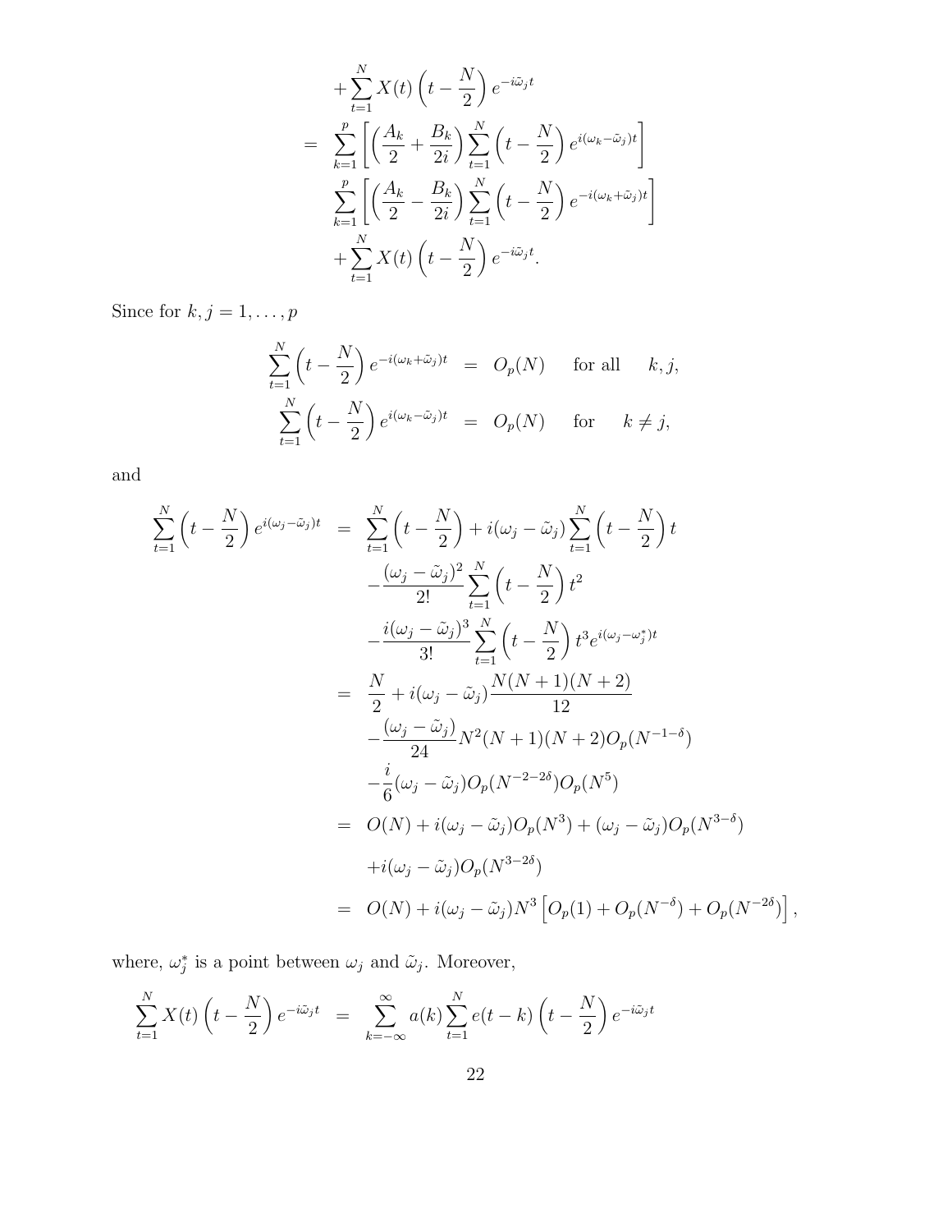$$
\begin{aligned}
&+\sum_{t=1}^{N} X(t)\left(t-\frac{N}{2}\right) e^{-i\tilde{\omega}_j t} \\
= \;& \sum_{k=1}^{p}\left[\left(\frac{A_k}{2}+\frac{B_k}{2i}\right)\sum_{t=1}^{N}\left(t-\frac{N}{2}\right) e^{i(\omega_k-\tilde{\omega}_j)t}\right] \\
& \sum_{k=1}^{p}\left[\left(\frac{A_k}{2}-\frac{B_k}{2i}\right)\sum_{t=1}^{N}\left(t-\frac{N}{2}\right) e^{-i(\omega_k+\tilde{\omega}_j)t}\right] \\
&+\sum_{t=1}^{N} X(t)\left(t-\frac{N}{2}\right) e^{-i\tilde{\omega}_j t}.
\end{aligned}
$$

Since for $k, j = 1, \ldots, p$

$$
\begin{aligned}
\sum_{t=1}^{N}\left(t-\frac{N}{2}\right) e^{-i(\omega_k+\tilde{\omega}_j)t} &= O_p(N) \quad \text{for all} \quad k, j, \\
\sum_{t=1}^{N}\left(t-\frac{N}{2}\right) e^{i(\omega_k-\tilde{\omega}_j)t} &= O_p(N) \quad \text{for} \quad k \neq j,
\end{aligned}
$$

and

$$
\begin{aligned}
\sum_{t=1}^{N}\left(t-\frac{N}{2}\right) e^{i(\omega_j-\tilde{\omega}_j)t} &= \sum_{t=1}^{N}\left(t-\frac{N}{2}\right) + i(\omega_j-\tilde{\omega}_j)\sum_{t=1}^{N}\left(t-\frac{N}{2}\right) t \\
&\quad -\frac{(\omega_j-\tilde{\omega}_j)^2}{2!}\sum_{t=1}^{N}\left(t-\frac{N}{2}\right) t^2 \\
&\quad -\frac{i(\omega_j-\tilde{\omega}_j)^3}{3!}\sum_{t=1}^{N}\left(t-\frac{N}{2}\right) t^3 e^{i(\omega_j-\omega_j^*)t} \\
&= \frac{N}{2} + i(\omega_j-\tilde{\omega}_j)\frac{N(N+1)(N+2)}{12} \\
&\quad -\frac{(\omega_j-\tilde{\omega}_j)}{24} N^2(N+1)(N+2) O_p(N^{-1-\delta}) \\
&\quad -\frac{i}{6}(\omega_j-\tilde{\omega}_j) O_p(N^{-2-2\delta}) O_p(N^5) \\
&= O(N) + i(\omega_j-\tilde{\omega}_j) O_p(N^3) + (\omega_j-\tilde{\omega}_j) O_p(N^{3-\delta}) \\
&\quad + i(\omega_j-\tilde{\omega}_j) O_p(N^{3-2\delta}) \\
&= O(N) + i(\omega_j-\tilde{\omega}_j) N^3\left[O_p(1) + O_p(N^{-\delta}) + O_p(N^{-2\delta})\right],
\end{aligned}
$$

where, $\omega_j^*$ is a point between $\omega_j$ and $\tilde{\omega}_j$. Moreover,

$$
\sum_{t=1}^{N} X(t)\left(t-\frac{N}{2}\right) e^{-i\tilde{\omega}_j t} = \sum_{k=-\infty}^{\infty} a(k)\sum_{t=1}^{N} e(t-k)\left(t-\frac{N}{2}\right) e^{-i\tilde{\omega}_j t}
$$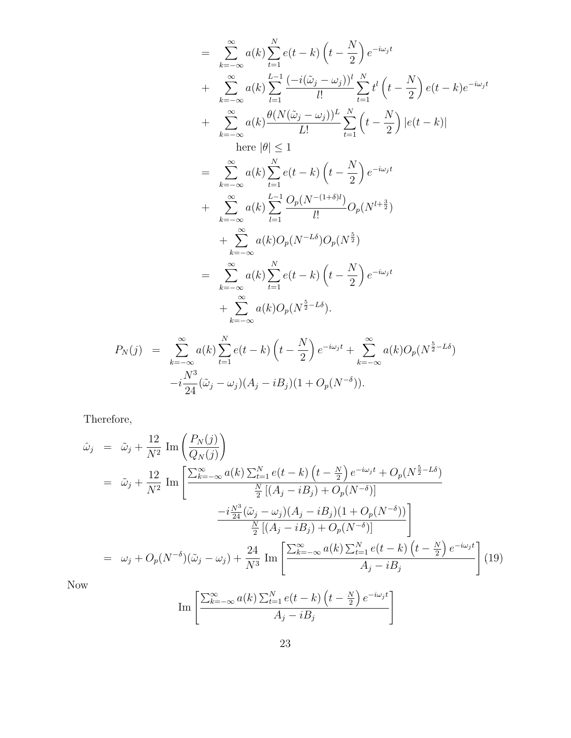$$
\begin{aligned}
&= \sum_{k=-\infty}^{\infty} a(k) \sum_{t=1}^{N} e(t-k)\left(t-\frac{N}{2}\right) e^{-i\omega_j t} \\
&+ \sum_{k=-\infty}^{\infty} a(k) \sum_{l=1}^{L-1} \frac{(-i(\tilde{\omega}_j-\omega_j))^l}{l!} \sum_{t=1}^{N} t^l \left(t-\frac{N}{2}\right) e(t-k) e^{-i\omega_j t} \\
&+ \sum_{k=-\infty}^{\infty} a(k) \frac{\theta(N(\tilde{\omega}_j-\omega_j))^L}{L!} \sum_{t=1}^{N} \left(t-\frac{N}{2}\right) |e(t-k)| \\
&\qquad \text{here } |\theta| \leq 1 \\
&= \sum_{k=-\infty}^{\infty} a(k) \sum_{t=1}^{N} e(t-k)\left(t-\frac{N}{2}\right) e^{-i\omega_j t} \\
&+ \sum_{k=-\infty}^{\infty} a(k) \sum_{l=1}^{L-1} \frac{O_p(N^{-(1+\delta)l})}{l!} O_p(N^{l+\frac{3}{2}}) \\
&+ \sum_{k=-\infty}^{\infty} a(k) O_p(N^{-L\delta}) O_p(N^{\frac{5}{2}}) \\
&= \sum_{k=-\infty}^{\infty} a(k) \sum_{t=1}^{N} e(t-k)\left(t-\frac{N}{2}\right) e^{-i\omega_j t} \\
&+ \sum_{k=-\infty}^{\infty} a(k) O_p(N^{\frac{5}{2}-L\delta}).
\end{aligned}
$$

$$
\begin{aligned}
P_N(j) &= \sum_{k=-\infty}^{\infty} a(k) \sum_{t=1}^{N} e(t-k)\left(t-\frac{N}{2}\right) e^{-i\omega_j t} + \sum_{k=-\infty}^{\infty} a(k) O_p(N^{\frac{5}{2}-L\delta}) \\
&\quad -i\frac{N^3}{24}(\tilde{\omega}_j-\omega_j)(A_j-iB_j)(1+O_p(N^{-\delta})).
\end{aligned}
$$

Therefore,

$$
\begin{aligned}
\hat{\omega}_j &= \tilde{\omega}_j + \frac{12}{N^2} \,\mathrm{Im}\left(\frac{P_N(j)}{Q_N(j)}\right) \\
&= \tilde{\omega}_j + \frac{12}{N^2} \,\mathrm{Im}\left[\frac{\sum_{k=-\infty}^{\infty} a(k) \sum_{t=1}^{N} e(t-k)\left(t-\frac{N}{2}\right) e^{-i\omega_j t} + O_p(N^{\frac{5}{2}-L\delta})}{\frac{N}{2}\left[(A_j-iB_j)+O_p(N^{-\delta})\right]}\right. \\
&\qquad\qquad\qquad \left. \frac{-i\frac{N^3}{24}(\tilde{\omega}_j-\omega_j)(A_j-iB_j)(1+O_p(N^{-\delta}))}{\frac{N}{2}\left[(A_j-iB_j)+O_p(N^{-\delta})\right]}\right] \\
&= \omega_j + O_p(N^{-\delta})(\tilde{\omega}_j-\omega_j) + \frac{24}{N^3} \,\mathrm{Im}\left[\frac{\sum_{k=-\infty}^{\infty} a(k) \sum_{t=1}^{N} e(t-k)\left(t-\frac{N}{2}\right) e^{-i\omega_j t}}{A_j-iB_j}\right] \quad (19)
\end{aligned}
$$

Now

$$
\mathrm{Im}\left[\frac{\sum_{k=-\infty}^{\infty} a(k) \sum_{t=1}^{N} e(t-k)\left(t-\frac{N}{2}\right) e^{-i\omega_j t}}{A_j-iB_j}\right]
$$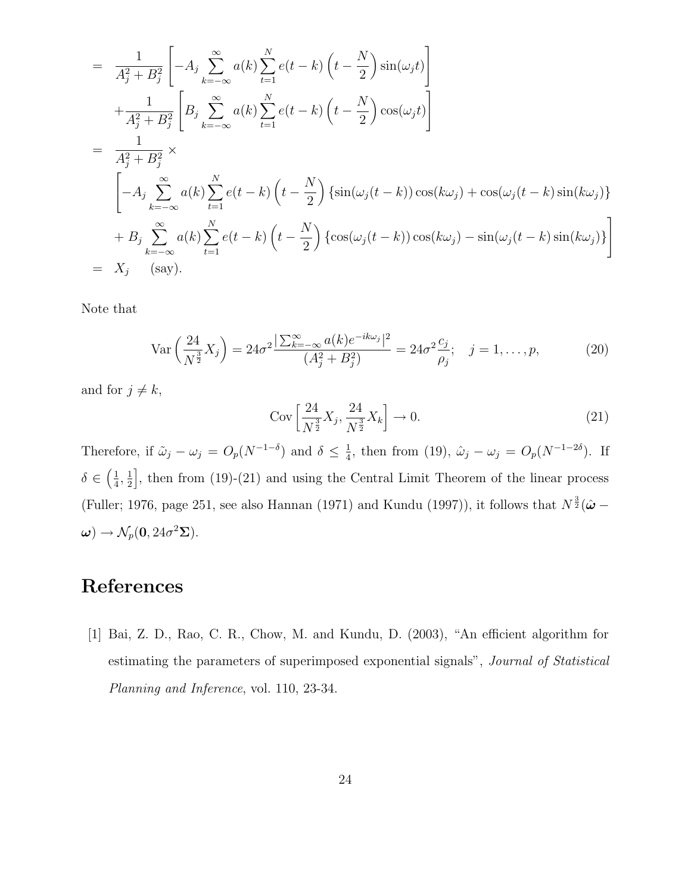$$
\begin{aligned}
&= \frac{1}{A_j^2+B_j^2}\left[-A_j\sum_{k=-\infty}^{\infty} a(k)\sum_{t=1}^{N} e(t-k)\left(t-\frac{N}{2}\right)\sin(\omega_j t)\right] \\
&\quad +\frac{1}{A_j^2+B_j^2}\left[B_j\sum_{k=-\infty}^{\infty} a(k)\sum_{t=1}^{N} e(t-k)\left(t-\frac{N}{2}\right)\cos(\omega_j t)\right] \\
&= \frac{1}{A_j^2+B_j^2}\times \\
&\quad \left[-A_j\sum_{k=-\infty}^{\infty} a(k)\sum_{t=1}^{N} e(t-k)\left(t-\frac{N}{2}\right)\{\sin(\omega_j(t-k))\cos(k\omega_j)+\cos(\omega_j(t-k)\sin(k\omega_j)\}\right. \\
&\quad \left. + B_j\sum_{k=-\infty}^{\infty} a(k)\sum_{t=1}^{N} e(t-k)\left(t-\frac{N}{2}\right)\{\cos(\omega_j(t-k))\cos(k\omega_j)-\sin(\omega_j(t-k)\sin(k\omega_j)\}\right] \\
&= X_j \quad \text{(say)}.
\end{aligned}
$$

Note that

$$
\operatorname{Var}\left(\frac{24}{N^{\frac{3}{2}}}X_j\right) = 24\sigma^2\frac{|\sum_{k=-\infty}^{\infty} a(k)e^{-ik\omega_j}|^2}{(A_j^2+B_j^2)} = 24\sigma^2\frac{c_j}{\rho_j}; \quad j=1,\ldots,p, \tag{20}
$$

and for $j \neq k$,

$$
\operatorname{Cov}\left[\frac{24}{N^{\frac{3}{2}}}X_j, \frac{24}{N^{\frac{3}{2}}}X_k\right] \rightarrow 0. \tag{21}
$$

Therefore, if $\tilde{\omega}_j - \omega_j = O_p(N^{-1-\delta})$ and $\delta \leq \frac{1}{4}$, then from (19), $\hat{\omega}_j - \omega_j = O_p(N^{-1-2\delta})$. If $\delta \in \left(\frac{1}{4}, \frac{1}{2}\right]$, then from (19)-(21) and using the Central Limit Theorem of the linear process (Fuller; 1976, page 251, see also Hannan (1971) and Kundu (1997)), it follows that $N^{\frac{3}{2}}(\hat{\boldsymbol{\omega}} - \boldsymbol{\omega}) \rightarrow \mathcal{N}_p(\mathbf{0}, 24\sigma^2\boldsymbol{\Sigma})$.

# References

[1] Bai, Z. D., Rao, C. R., Chow, M. and Kundu, D. (2003), "An efficient algorithm for estimating the parameters of superimposed exponential signals", *Journal of Statistical Planning and Inference*, vol. 110, 23-34.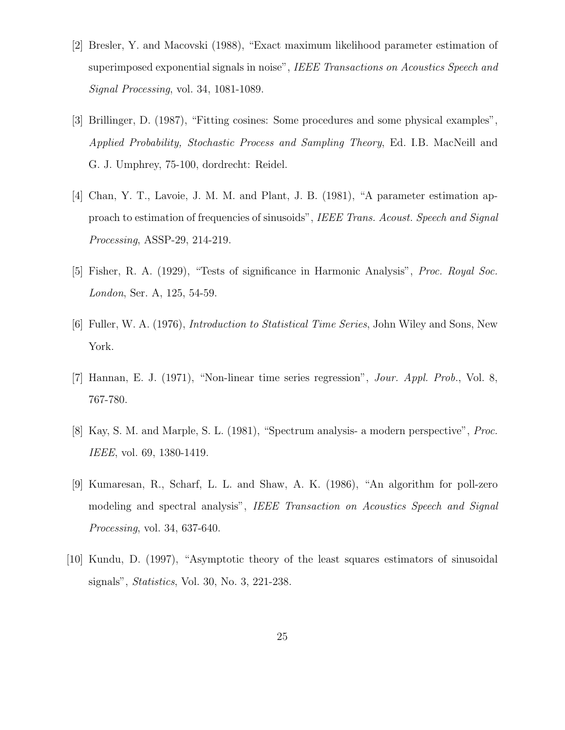[2] Bresler, Y. and Macovski (1988), "Exact maximum likelihood parameter estimation of superimposed exponential signals in noise", *IEEE Transactions on Acoustics Speech and Signal Processing*, vol. 34, 1081-1089.

[3] Brillinger, D. (1987), "Fitting cosines: Some procedures and some physical examples", *Applied Probability, Stochastic Process and Sampling Theory*, Ed. I.B. MacNeill and G. J. Umphrey, 75-100, dordrecht: Reidel.

[4] Chan, Y. T., Lavoie, J. M. M. and Plant, J. B. (1981), "A parameter estimation approach to estimation of frequencies of sinusoids", *IEEE Trans. Acoust. Speech and Signal Processing*, ASSP-29, 214-219.

[5] Fisher, R. A. (1929), "Tests of significance in Harmonic Analysis", *Proc. Royal Soc. London*, Ser. A, 125, 54-59.

[6] Fuller, W. A. (1976), *Introduction to Statistical Time Series*, John Wiley and Sons, New York.

[7] Hannan, E. J. (1971), "Non-linear time series regression", *Jour. Appl. Prob.*, Vol. 8, 767-780.

[8] Kay, S. M. and Marple, S. L. (1981), "Spectrum analysis- a modern perspective", *Proc. IEEE*, vol. 69, 1380-1419.

[9] Kumaresan, R., Scharf, L. L. and Shaw, A. K. (1986), "An algorithm for poll-zero modeling and spectral analysis", *IEEE Transaction on Acoustics Speech and Signal Processing*, vol. 34, 637-640.

[10] Kundu, D. (1997), "Asymptotic theory of the least squares estimators of sinusoidal signals", *Statistics*, Vol. 30, No. 3, 221-238.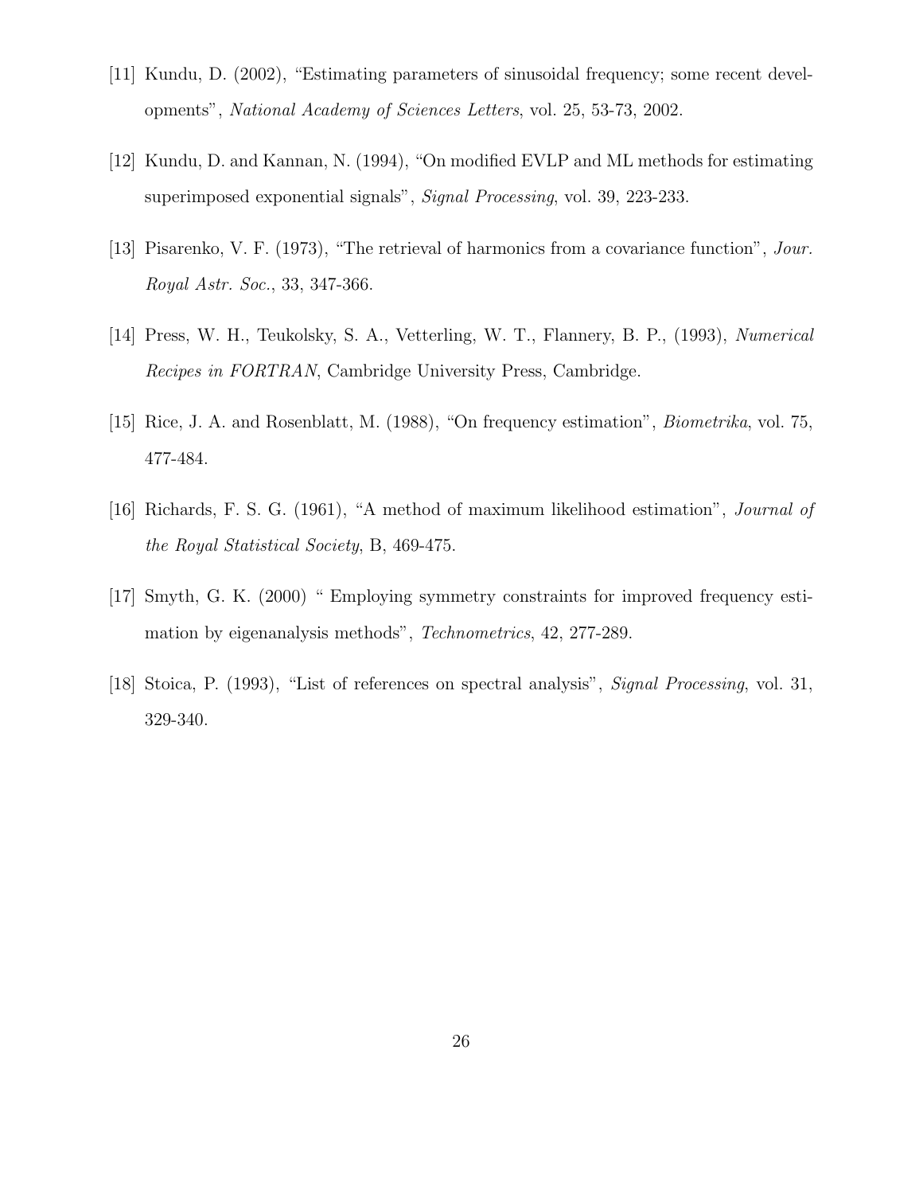[11] Kundu, D. (2002), "Estimating parameters of sinusoidal frequency; some recent developments", *National Academy of Sciences Letters*, vol. 25, 53-73, 2002.

[12] Kundu, D. and Kannan, N. (1994), "On modified EVLP and ML methods for estimating superimposed exponential signals", *Signal Processing*, vol. 39, 223-233.

[13] Pisarenko, V. F. (1973), "The retrieval of harmonics from a covariance function", *Jour. Royal Astr. Soc.*, 33, 347-366.

[14] Press, W. H., Teukolsky, S. A., Vetterling, W. T., Flannery, B. P., (1993), *Numerical Recipes in FORTRAN*, Cambridge University Press, Cambridge.

[15] Rice, J. A. and Rosenblatt, M. (1988), "On frequency estimation", *Biometrika*, vol. 75, 477-484.

[16] Richards, F. S. G. (1961), "A method of maximum likelihood estimation", *Journal of the Royal Statistical Society*, B, 469-475.

[17] Smyth, G. K. (2000) " Employing symmetry constraints for improved frequency estimation by eigenanalysis methods", *Technometrics*, 42, 277-289.

[18] Stoica, P. (1993), "List of references on spectral analysis", *Signal Processing*, vol. 31, 329-340.